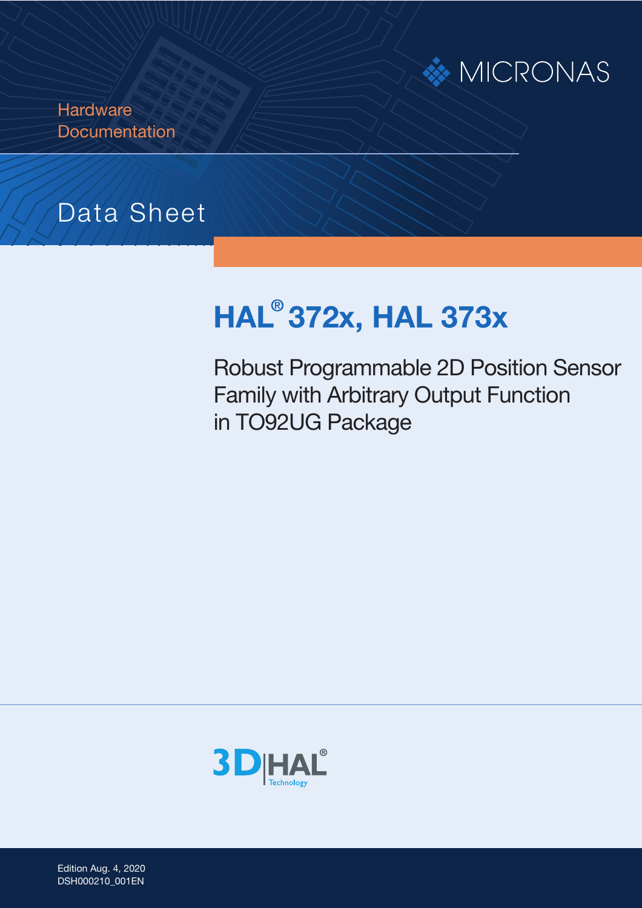MICRONAS

Hardware
Documentation

Data Sheet

# HAL® 372x, HAL 373x

## Robust Programmable 2D Position Sensor Family with Arbitrary Output Function in TO92UG Package

3D HAL® Technology

Edition Aug. 4, 2020
DSH000210_001EN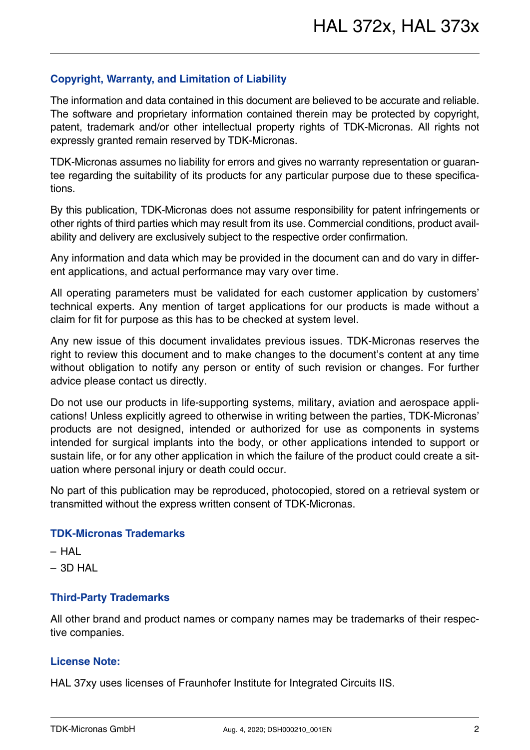## Copyright, Warranty, and Limitation of Liability

The information and data contained in this document are believed to be accurate and reliable. The software and proprietary information contained therein may be protected by copyright, patent, trademark and/or other intellectual property rights of TDK-Micronas. All rights not expressly granted remain reserved by TDK-Micronas.

TDK-Micronas assumes no liability for errors and gives no warranty representation or guarantee regarding the suitability of its products for any particular purpose due to these specifications.

By this publication, TDK-Micronas does not assume responsibility for patent infringements or other rights of third parties which may result from its use. Commercial conditions, product availability and delivery are exclusively subject to the respective order confirmation.

Any information and data which may be provided in the document can and do vary in different applications, and actual performance may vary over time.

All operating parameters must be validated for each customer application by customers' technical experts. Any mention of target applications for our products is made without a claim for fit for purpose as this has to be checked at system level.

Any new issue of this document invalidates previous issues. TDK-Micronas reserves the right to review this document and to make changes to the document's content at any time without obligation to notify any person or entity of such revision or changes. For further advice please contact us directly.

Do not use our products in life-supporting systems, military, aviation and aerospace applications! Unless explicitly agreed to otherwise in writing between the parties, TDK-Micronas' products are not designed, intended or authorized for use as components in systems intended for surgical implants into the body, or other applications intended to support or sustain life, or for any other application in which the failure of the product could create a situation where personal injury or death could occur.

No part of this publication may be reproduced, photocopied, stored on a retrieval system or transmitted without the express written consent of TDK-Micronas.

## TDK-Micronas Trademarks

– HAL
– 3D HAL

## Third-Party Trademarks

All other brand and product names or company names may be trademarks of their respective companies.

## License Note:

HAL 37xy uses licenses of Fraunhofer Institute for Integrated Circuits IIS.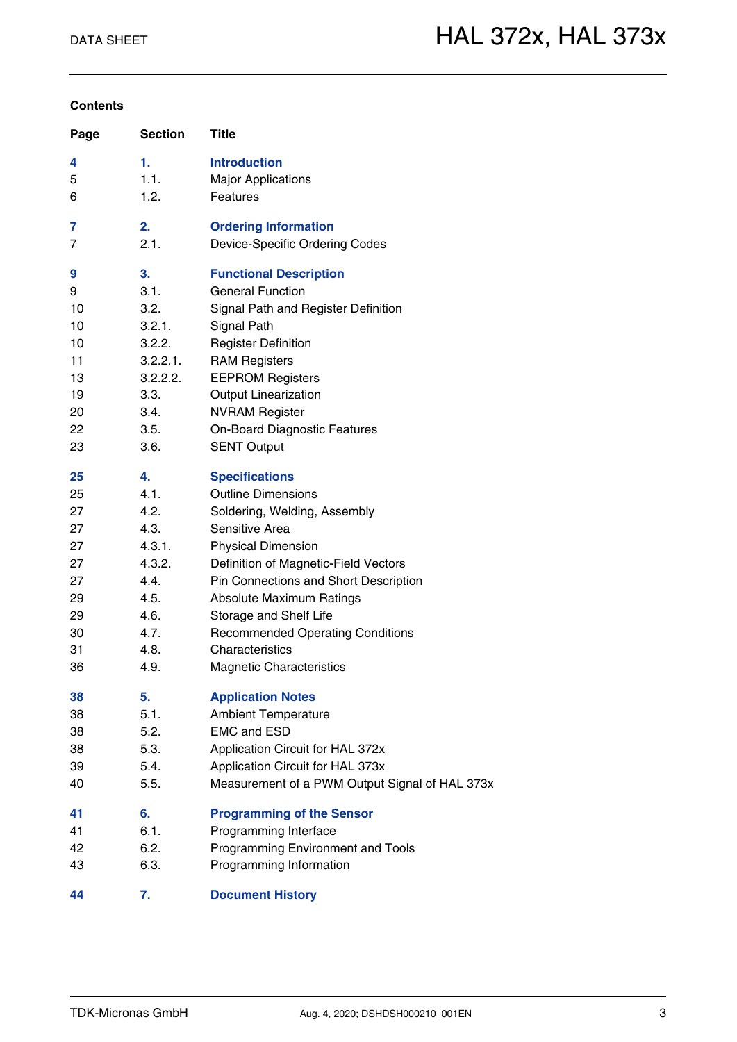## Contents

| Page | Section | Title |
|---|---|---|
| **4** | **1.** | **Introduction** |
| 5 | 1.1. | Major Applications |
| 6 | 1.2. | Features |
| **7** | **2.** | **Ordering Information** |
| 7 | 2.1. | Device-Specific Ordering Codes |
| **9** | **3.** | **Functional Description** |
| 9 | 3.1. | General Function |
| 10 | 3.2. | Signal Path and Register Definition |
| 10 | 3.2.1. | Signal Path |
| 10 | 3.2.2. | Register Definition |
| 11 | 3.2.2.1. | RAM Registers |
| 13 | 3.2.2.2. | EEPROM Registers |
| 19 | 3.3. | Output Linearization |
| 20 | 3.4. | NVRAM Register |
| 22 | 3.5. | On-Board Diagnostic Features |
| 23 | 3.6. | SENT Output |
| **25** | **4.** | **Specifications** |
| 25 | 4.1. | Outline Dimensions |
| 27 | 4.2. | Soldering, Welding, Assembly |
| 27 | 4.3. | Sensitive Area |
| 27 | 4.3.1. | Physical Dimension |
| 27 | 4.3.2. | Definition of Magnetic-Field Vectors |
| 27 | 4.4. | Pin Connections and Short Description |
| 29 | 4.5. | Absolute Maximum Ratings |
| 29 | 4.6. | Storage and Shelf Life |
| 30 | 4.7. | Recommended Operating Conditions |
| 31 | 4.8. | Characteristics |
| 36 | 4.9. | Magnetic Characteristics |
| **38** | **5.** | **Application Notes** |
| 38 | 5.1. | Ambient Temperature |
| 38 | 5.2. | EMC and ESD |
| 38 | 5.3. | Application Circuit for HAL 372x |
| 39 | 5.4. | Application Circuit for HAL 373x |
| 40 | 5.5. | Measurement of a PWM Output Signal of HAL 373x |
| **41** | **6.** | **Programming of the Sensor** |
| 41 | 6.1. | Programming Interface |
| 42 | 6.2. | Programming Environment and Tools |
| 43 | 6.3. | Programming Information |
| **44** | **7.** | **Document History** |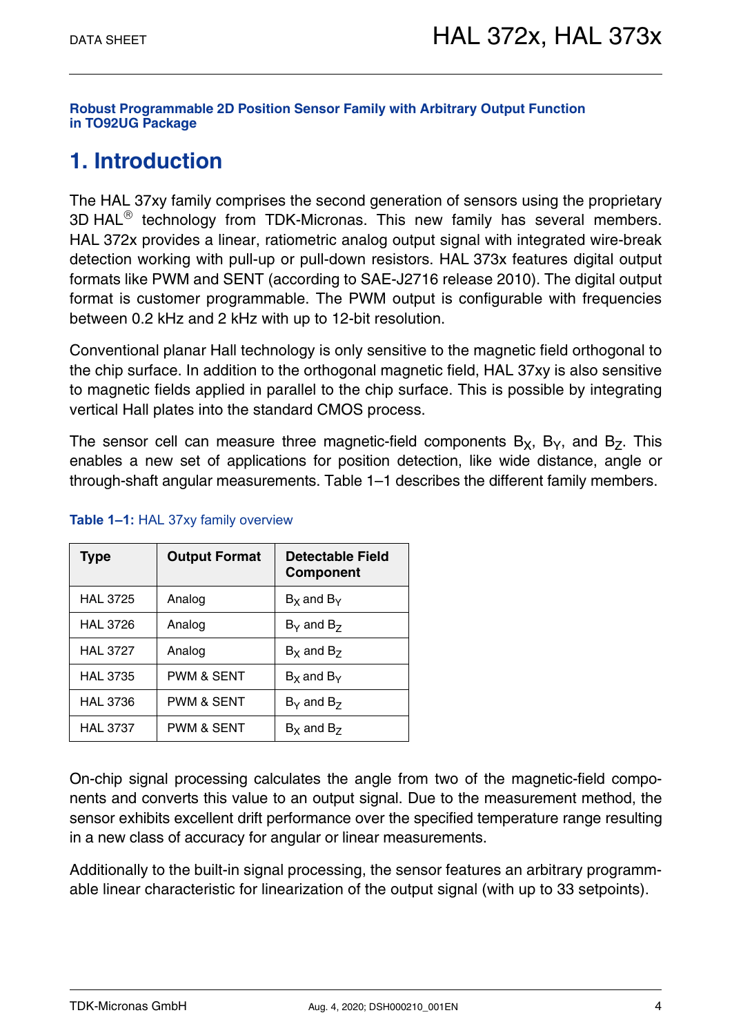**Robust Programmable 2D Position Sensor Family with Arbitrary Output Function in TO92UG Package**

# 1. Introduction

The HAL 37xy family comprises the second generation of sensors using the proprietary 3D HAL® technology from TDK-Micronas. This new family has several members. HAL 372x provides a linear, ratiometric analog output signal with integrated wire-break detection working with pull-up or pull-down resistors. HAL 373x features digital output formats like PWM and SENT (according to SAE-J2716 release 2010). The digital output format is customer programmable. The PWM output is configurable with frequencies between 0.2 kHz and 2 kHz with up to 12-bit resolution.

Conventional planar Hall technology is only sensitive to the magnetic field orthogonal to the chip surface. In addition to the orthogonal magnetic field, HAL 37xy is also sensitive to magnetic fields applied in parallel to the chip surface. This is possible by integrating vertical Hall plates into the standard CMOS process.

The sensor cell can measure three magnetic-field components $B_X$, $B_Y$, and $B_Z$. This enables a new set of applications for position detection, like wide distance, angle or through-shaft angular measurements. Table 1–1 describes the different family members.

**Table 1–1:** HAL 37xy family overview

| Type | Output Format | Detectable Field Component |
|---|---|---|
| HAL 3725 | Analog | $B_X$ and $B_Y$ |
| HAL 3726 | Analog | $B_Y$ and $B_Z$ |
| HAL 3727 | Analog | $B_X$ and $B_Z$ |
| HAL 3735 | PWM & SENT | $B_X$ and $B_Y$ |
| HAL 3736 | PWM & SENT | $B_Y$ and $B_Z$ |
| HAL 3737 | PWM & SENT | $B_X$ and $B_Z$ |

On-chip signal processing calculates the angle from two of the magnetic-field components and converts this value to an output signal. Due to the measurement method, the sensor exhibits excellent drift performance over the specified temperature range resulting in a new class of accuracy for angular or linear measurements.

Additionally to the built-in signal processing, the sensor features an arbitrary programmable linear characteristic for linearization of the output signal (with up to 33 setpoints).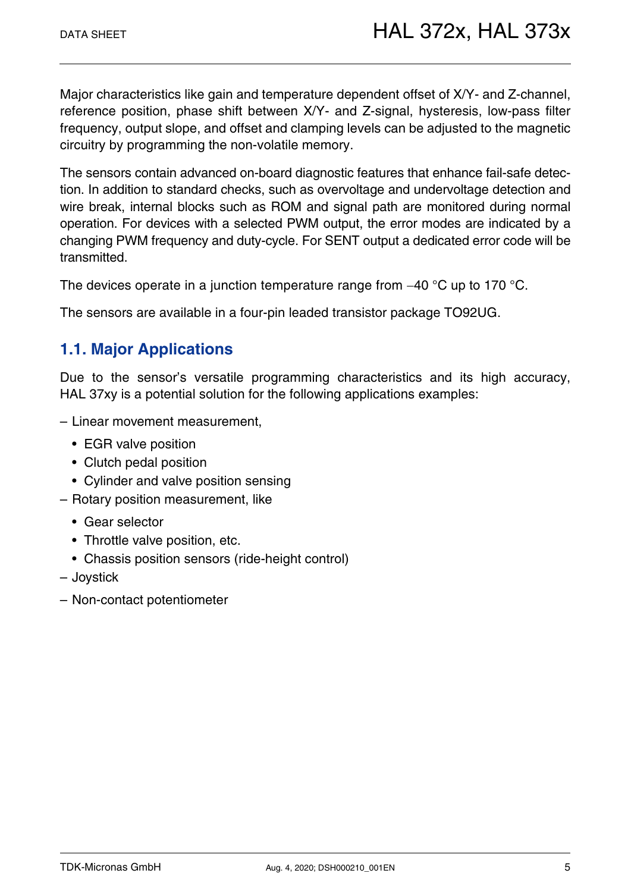Major characteristics like gain and temperature dependent offset of X/Y- and Z-channel, reference position, phase shift between X/Y- and Z-signal, hysteresis, low-pass filter frequency, output slope, and offset and clamping levels can be adjusted to the magnetic circuitry by programming the non-volatile memory.

The sensors contain advanced on-board diagnostic features that enhance fail-safe detection. In addition to standard checks, such as overvoltage and undervoltage detection and wire break, internal blocks such as ROM and signal path are monitored during normal operation. For devices with a selected PWM output, the error modes are indicated by a changing PWM frequency and duty-cycle. For SENT output a dedicated error code will be transmitted.

The devices operate in a junction temperature range from −40 °C up to 170 °C.

The sensors are available in a four-pin leaded transistor package TO92UG.

## 1.1. Major Applications

Due to the sensor's versatile programming characteristics and its high accuracy, HAL 37xy is a potential solution for the following applications examples:

- Linear movement measurement,
  - EGR valve position
  - Clutch pedal position
  - Cylinder and valve position sensing
- Rotary position measurement, like
  - Gear selector
  - Throttle valve position, etc.
  - Chassis position sensors (ride-height control)
- Joystick
- Non-contact potentiometer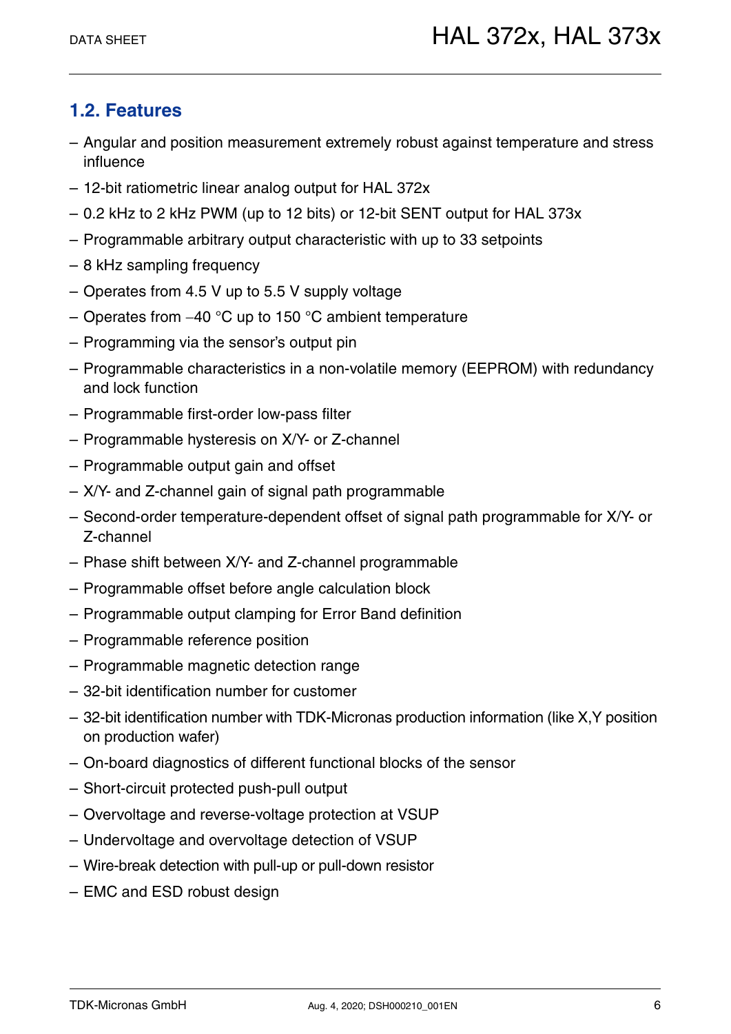## 1.2. Features

- Angular and position measurement extremely robust against temperature and stress influence
- 12-bit ratiometric linear analog output for HAL 372x
- 0.2 kHz to 2 kHz PWM (up to 12 bits) or 12-bit SENT output for HAL 373x
- Programmable arbitrary output characteristic with up to 33 setpoints
- 8 kHz sampling frequency
- Operates from 4.5 V up to 5.5 V supply voltage
- Operates from −40 °C up to 150 °C ambient temperature
- Programming via the sensor's output pin
- Programmable characteristics in a non-volatile memory (EEPROM) with redundancy and lock function
- Programmable first-order low-pass filter
- Programmable hysteresis on X/Y- or Z-channel
- Programmable output gain and offset
- X/Y- and Z-channel gain of signal path programmable
- Second-order temperature-dependent offset of signal path programmable for X/Y- or Z-channel
- Phase shift between X/Y- and Z-channel programmable
- Programmable offset before angle calculation block
- Programmable output clamping for Error Band definition
- Programmable reference position
- Programmable magnetic detection range
- 32-bit identification number for customer
- 32-bit identification number with TDK-Micronas production information (like X,Y position on production wafer)
- On-board diagnostics of different functional blocks of the sensor
- Short-circuit protected push-pull output
- Overvoltage and reverse-voltage protection at VSUP
- Undervoltage and overvoltage detection of VSUP
- Wire-break detection with pull-up or pull-down resistor
- EMC and ESD robust design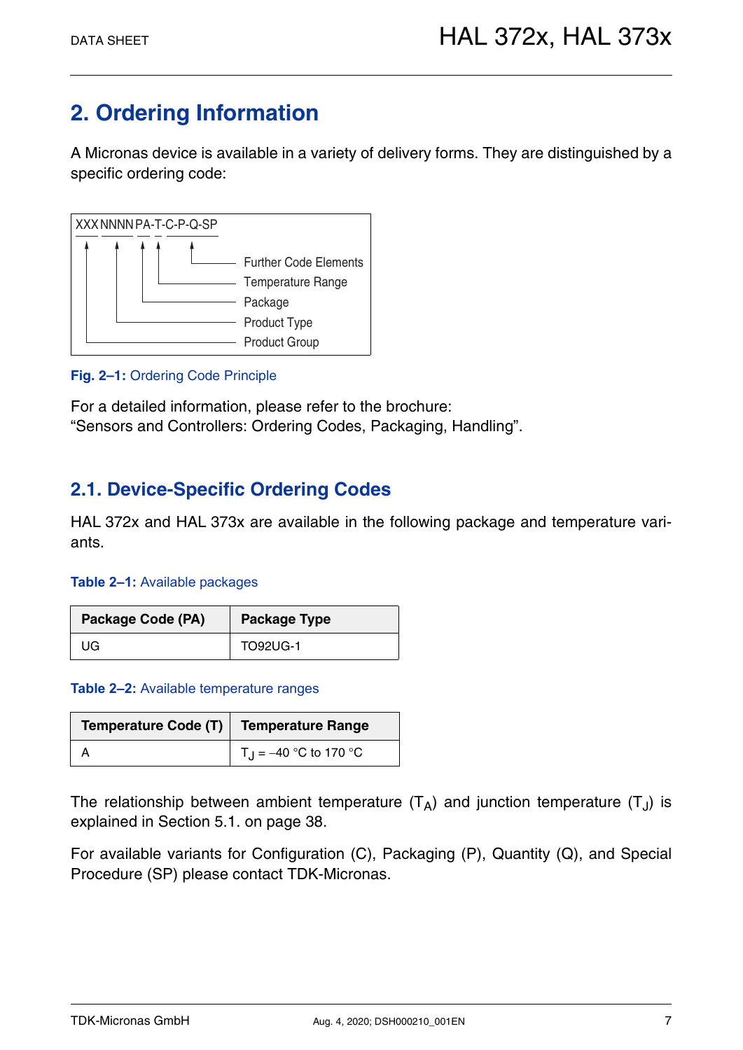## 2. Ordering Information

A Micronas device is available in a variety of delivery forms. They are distinguished by a specific ordering code:

```
XXX NNNN PA-T-C-P-Q-SP
 |    |   |  |   |
 |    |   |  |   └──── Further Code Elements
 |    |   |  └──────── Temperature Range
 |    |   └─────────── Package
 |    └─────────────── Product Type
 └──────────────────── Product Group
```

**Fig. 2–1:** Ordering Code Principle

For a detailed information, please refer to the brochure:
“Sensors and Controllers: Ordering Codes, Packaging, Handling”.

### 2.1. Device-Specific Ordering Codes

HAL 372x and HAL 373x are available in the following package and temperature variants.

**Table 2–1:** Available packages

| Package Code (PA) | Package Type |
|---|---|
| UG | TO92UG-1 |

**Table 2–2:** Available temperature ranges

| Temperature Code (T) | Temperature Range |
|---|---|
| A | $T_J$ = –40 °C to 170 °C |

The relationship between ambient temperature ($T_A$) and junction temperature ($T_J$) is explained in Section 5.1. on page 38.

For available variants for Configuration (C), Packaging (P), Quantity (Q), and Special Procedure (SP) please contact TDK-Micronas.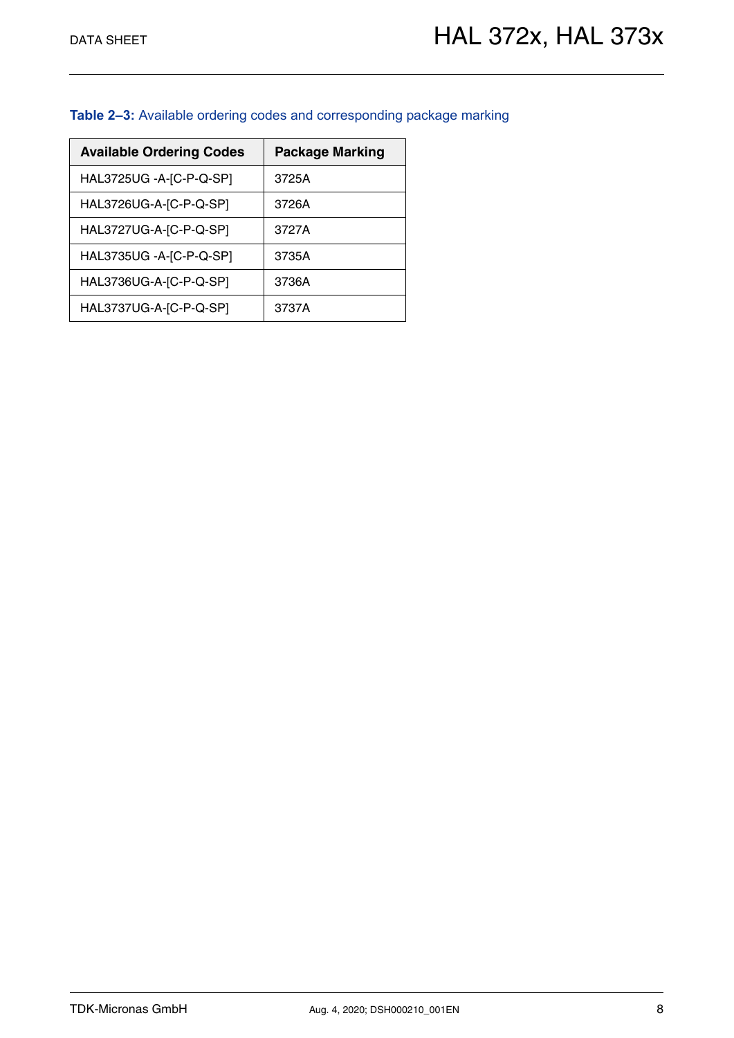**Table 2–3:** Available ordering codes and corresponding package marking

| Available Ordering Codes | Package Marking |
|---|---|
| HAL3725UG -A-[C-P-Q-SP] | 3725A |
| HAL3726UG-A-[C-P-Q-SP] | 3726A |
| HAL3727UG-A-[C-P-Q-SP] | 3727A |
| HAL3735UG -A-[C-P-Q-SP] | 3735A |
| HAL3736UG-A-[C-P-Q-SP] | 3736A |
| HAL3737UG-A-[C-P-Q-SP] | 3737A |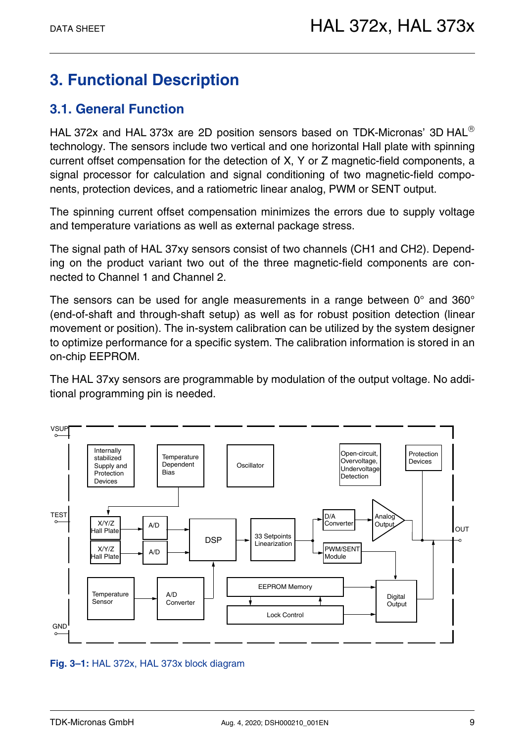# 3. Functional Description

## 3.1. General Function

HAL 372x and HAL 373x are 2D position sensors based on TDK-Micronas' 3D HAL® technology. The sensors include two vertical and one horizontal Hall plate with spinning current offset compensation for the detection of X, Y or Z magnetic-field components, a signal processor for calculation and signal conditioning of two magnetic-field components, protection devices, and a ratiometric linear analog, PWM or SENT output.

The spinning current offset compensation minimizes the errors due to supply voltage and temperature variations as well as external package stress.

The signal path of HAL 37xy sensors consist of two channels (CH1 and CH2). Depending on the product variant two out of the three magnetic-field components are connected to Channel 1 and Channel 2.

The sensors can be used for angle measurements in a range between 0° and 360° (end-of-shaft and through-shaft setup) as well as for robust position detection (linear movement or position). The in-system calibration can be utilized by the system designer to optimize performance for a specific system. The calibration information is stored in an on-chip EEPROM.

The HAL 37xy sensors are programmable by modulation of the output voltage. No additional programming pin is needed.

**Fig. 3–1:** HAL 372x, HAL 373x block diagram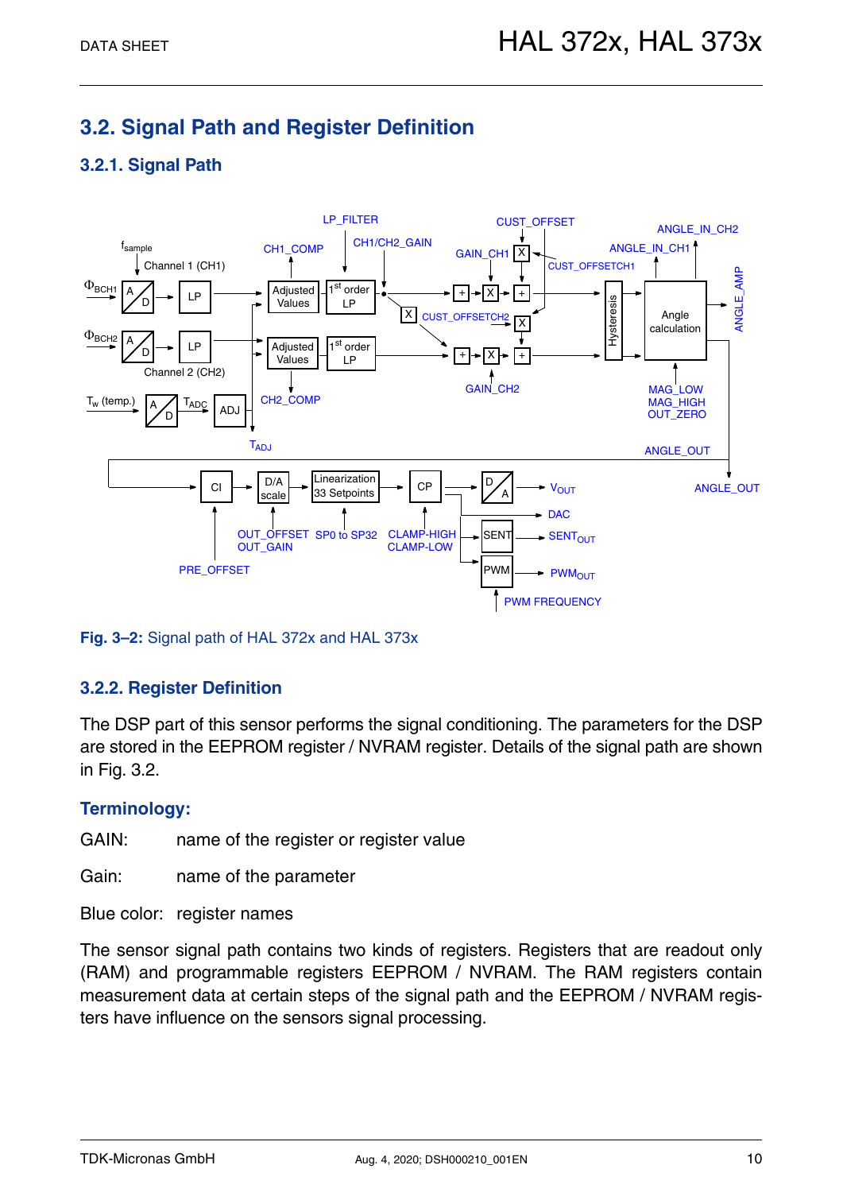## 3.2. Signal Path and Register Definition

### 3.2.1. Signal Path

Fig. 3–2: Signal path of HAL 372x and HAL 373x

### 3.2.2. Register Definition

The DSP part of this sensor performs the signal conditioning. The parameters for the DSP are stored in the EEPROM register / NVRAM register. Details of the signal path are shown in Fig. 3.2.

#### Terminology:

GAIN: name of the register or register value

Gain: name of the parameter

Blue color: register names

The sensor signal path contains two kinds of registers. Registers that are readout only (RAM) and programmable registers EEPROM / NVRAM. The RAM registers contain measurement data at certain steps of the signal path and the EEPROM / NVRAM registers have influence on the sensors signal processing.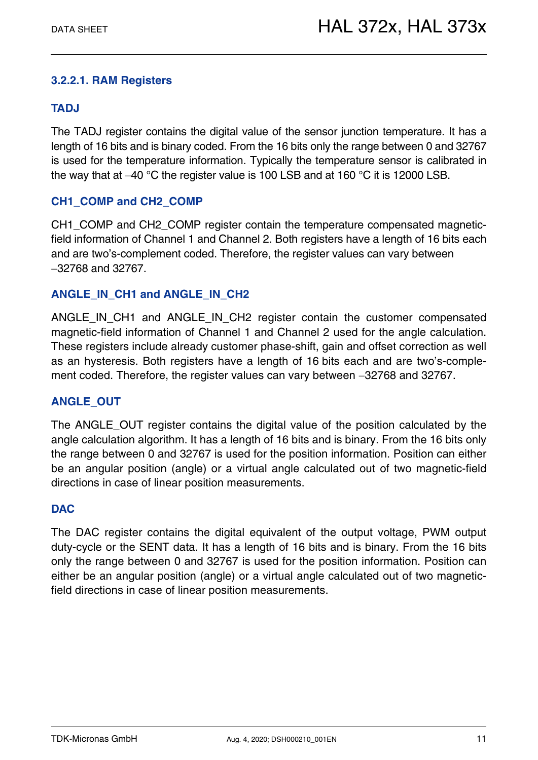#### 3.2.2.1. RAM Registers

#### TADJ

The TADJ register contains the digital value of the sensor junction temperature. It has a length of 16 bits and is binary coded. From the 16 bits only the range between 0 and 32767 is used for the temperature information. Typically the temperature sensor is calibrated in the way that at –40 °C the register value is 100 LSB and at 160 °C it is 12000 LSB.

#### CH1_COMP and CH2_COMP

CH1_COMP and CH2_COMP register contain the temperature compensated magnetic-field information of Channel 1 and Channel 2. Both registers have a length of 16 bits each and are two's-complement coded. Therefore, the register values can vary between –32768 and 32767.

#### ANGLE_IN_CH1 and ANGLE_IN_CH2

ANGLE_IN_CH1 and ANGLE_IN_CH2 register contain the customer compensated magnetic-field information of Channel 1 and Channel 2 used for the angle calculation. These registers include already customer phase-shift, gain and offset correction as well as an hysteresis. Both registers have a length of 16 bits each and are two's-complement coded. Therefore, the register values can vary between –32768 and 32767.

#### ANGLE_OUT

The ANGLE_OUT register contains the digital value of the position calculated by the angle calculation algorithm. It has a length of 16 bits and is binary. From the 16 bits only the range between 0 and 32767 is used for the position information. Position can either be an angular position (angle) or a virtual angle calculated out of two magnetic-field directions in case of linear position measurements.

#### DAC

The DAC register contains the digital equivalent of the output voltage, PWM output duty-cycle or the SENT data. It has a length of 16 bits and is binary. From the 16 bits only the range between 0 and 32767 is used for the position information. Position can either be an angular position (angle) or a virtual angle calculated out of two magnetic-field directions in case of linear position measurements.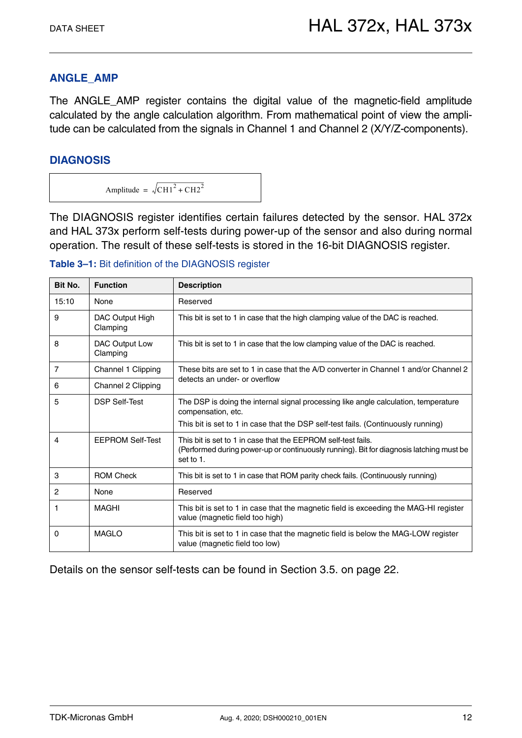## ANGLE_AMP

The ANGLE_AMP register contains the digital value of the magnetic-field amplitude calculated by the angle calculation algorithm. From mathematical point of view the amplitude can be calculated from the signals in Channel 1 and Channel 2 (X/Y/Z-components).

## DIAGNOSIS

$$\text{Amplitude} = \sqrt{CH1^2 + CH2^2}$$

The DIAGNOSIS register identifies certain failures detected by the sensor. HAL 372x and HAL 373x perform self-tests during power-up of the sensor and also during normal operation. The result of these self-tests is stored in the 16-bit DIAGNOSIS register.

**Table 3–1:** Bit definition of the DIAGNOSIS register

| Bit No. | Function | Description |
|---|---|---|
| 15:10 | None | Reserved |
| 9 | DAC Output High Clamping | This bit is set to 1 in case that the high clamping value of the DAC is reached. |
| 8 | DAC Output Low Clamping | This bit is set to 1 in case that the low clamping value of the DAC is reached. |
| 7 | Channel 1 Clipping | These bits are set to 1 in case that the A/D converter in Channel 1 and/or Channel 2 detects an under- or overflow |
| 6 | Channel 2 Clipping | |
| 5 | DSP Self-Test | The DSP is doing the internal signal processing like angle calculation, temperature compensation, etc.<br>This bit is set to 1 in case that the DSP self-test fails. (Continuously running) |
| 4 | EEPROM Self-Test | This bit is set to 1 in case that the EEPROM self-test fails.<br>(Performed during power-up or continuously running). Bit for diagnosis latching must be set to 1. |
| 3 | ROM Check | This bit is set to 1 in case that ROM parity check fails. (Continuously running) |
| 2 | None | Reserved |
| 1 | MAGHI | This bit is set to 1 in case that the magnetic field is exceeding the MAG-HI register value (magnetic field too high) |
| 0 | MAGLO | This bit is set to 1 in case that the magnetic field is below the MAG-LOW register value (magnetic field too low) |

Details on the sensor self-tests can be found in Section 3.5. on page 22.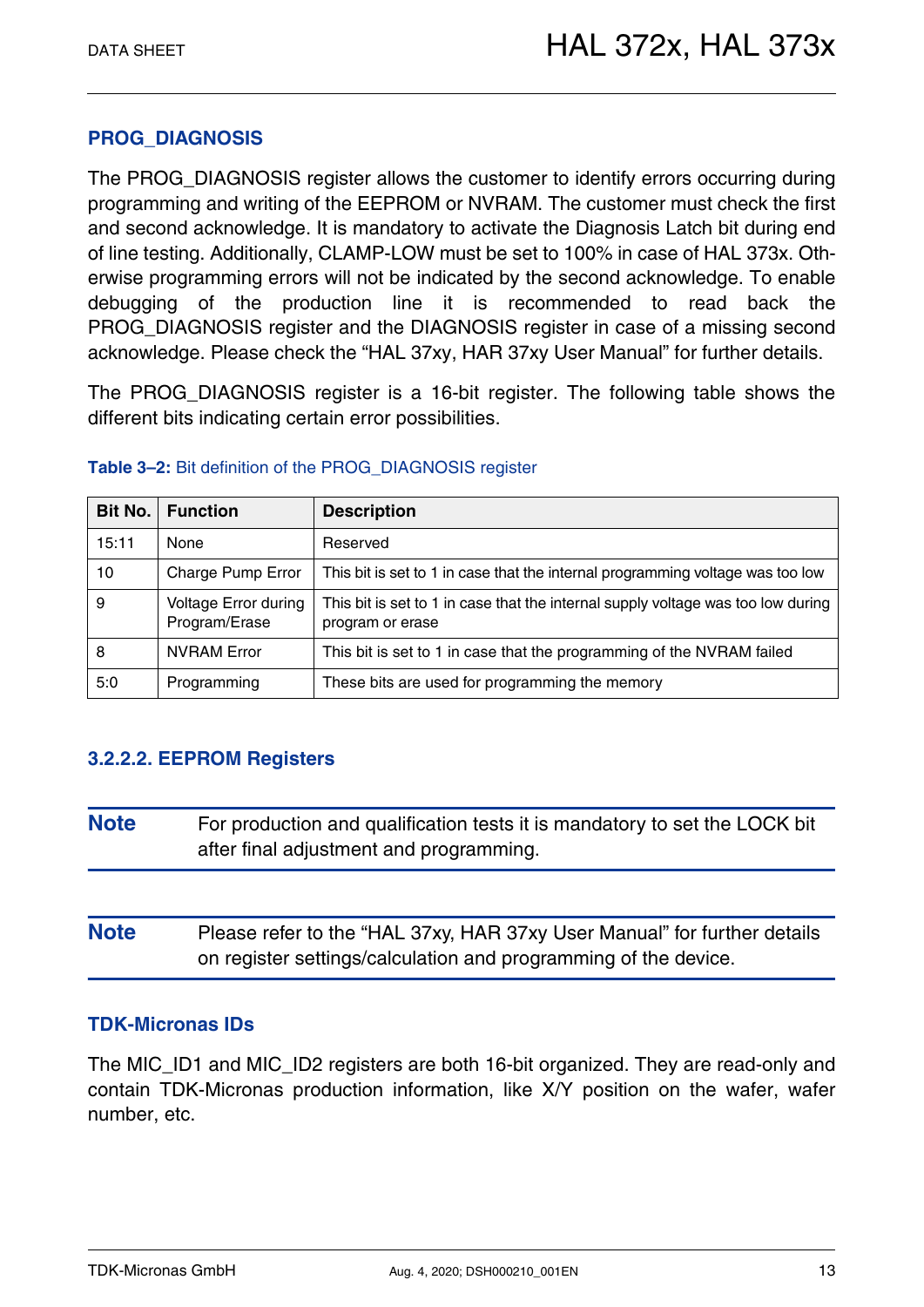#### PROG_DIAGNOSIS

The PROG_DIAGNOSIS register allows the customer to identify errors occurring during programming and writing of the EEPROM or NVRAM. The customer must check the first and second acknowledge. It is mandatory to activate the Diagnosis Latch bit during end of line testing. Additionally, CLAMP-LOW must be set to 100% in case of HAL 373x. Otherwise programming errors will not be indicated by the second acknowledge. To enable debugging of the production line it is recommended to read back the PROG_DIAGNOSIS register and the DIAGNOSIS register in case of a missing second acknowledge. Please check the “HAL 37xy, HAR 37xy User Manual” for further details.

The PROG_DIAGNOSIS register is a 16-bit register. The following table shows the different bits indicating certain error possibilities.

**Table 3–2:** Bit definition of the PROG_DIAGNOSIS register

| Bit No. | Function | Description |
|---|---|---|
| 15:11 | None | Reserved |
| 10 | Charge Pump Error | This bit is set to 1 in case that the internal programming voltage was too low |
| 9 | Voltage Error during Program/Erase | This bit is set to 1 in case that the internal supply voltage was too low during program or erase |
| 8 | NVRAM Error | This bit is set to 1 in case that the programming of the NVRAM failed |
| 5:0 | Programming | These bits are used for programming the memory |

### 3.2.2.2. EEPROM Registers

**Note** For production and qualification tests it is mandatory to set the LOCK bit after final adjustment and programming.

**Note** Please refer to the “HAL 37xy, HAR 37xy User Manual” for further details on register settings/calculation and programming of the device.

#### TDK-Micronas IDs

The MIC_ID1 and MIC_ID2 registers are both 16-bit organized. They are read-only and contain TDK-Micronas production information, like X/Y position on the wafer, wafer number, etc.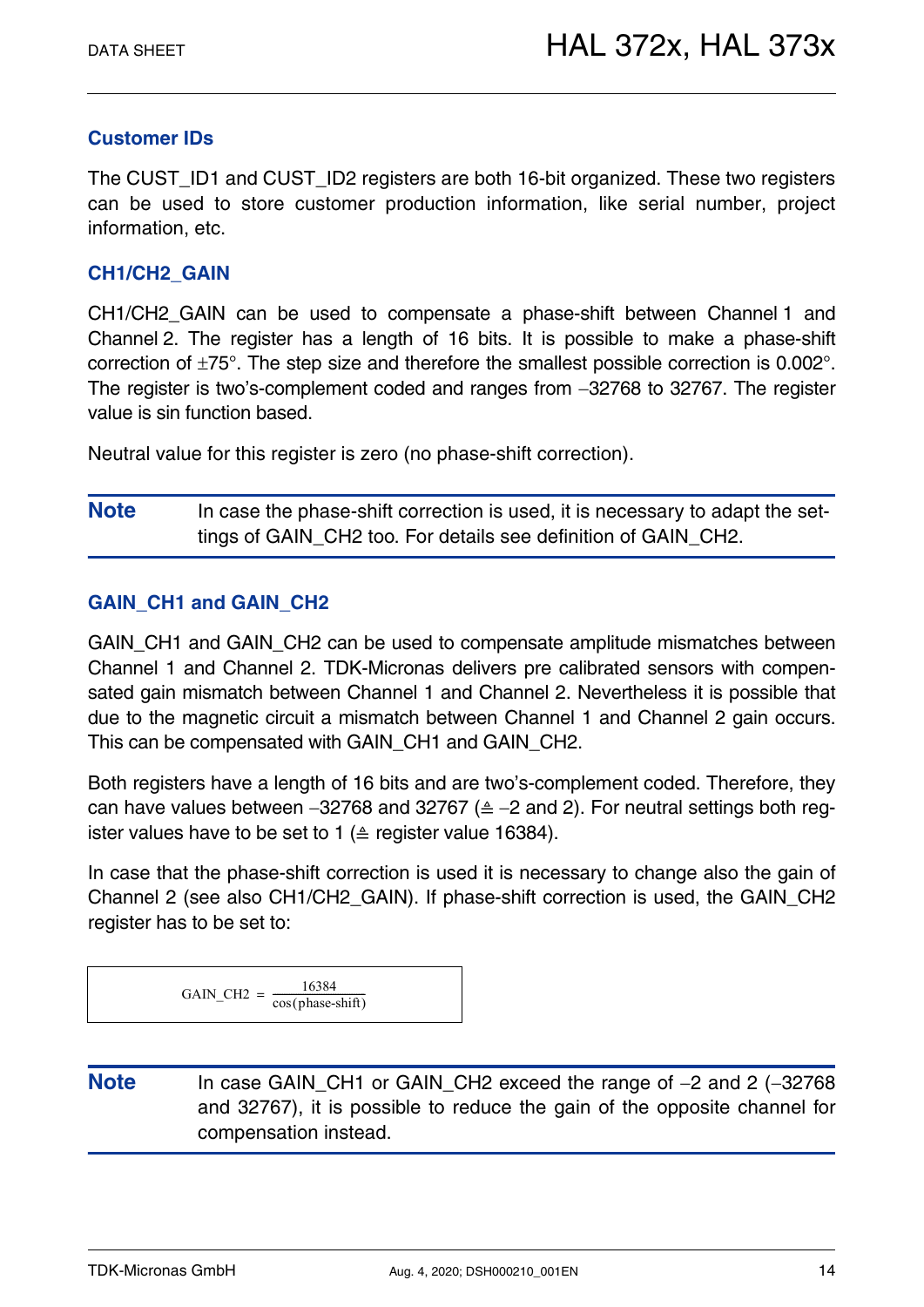### Customer IDs

The CUST_ID1 and CUST_ID2 registers are both 16-bit organized. These two registers can be used to store customer production information, like serial number, project information, etc.

### CH1/CH2_GAIN

CH1/CH2_GAIN can be used to compensate a phase-shift between Channel 1 and Channel 2. The register has a length of 16 bits. It is possible to make a phase-shift correction of ±75°. The step size and therefore the smallest possible correction is 0.002°. The register is two's-complement coded and ranges from −32768 to 32767. The register value is sin function based.

Neutral value for this register is zero (no phase-shift correction).

**Note** In case the phase-shift correction is used, it is necessary to adapt the settings of GAIN_CH2 too. For details see definition of GAIN_CH2.

### GAIN_CH1 and GAIN_CH2

GAIN_CH1 and GAIN_CH2 can be used to compensate amplitude mismatches between Channel 1 and Channel 2. TDK-Micronas delivers pre calibrated sensors with compensated gain mismatch between Channel 1 and Channel 2. Nevertheless it is possible that due to the magnetic circuit a mismatch between Channel 1 and Channel 2 gain occurs. This can be compensated with GAIN_CH1 and GAIN_CH2.

Both registers have a length of 16 bits and are two's-complement coded. Therefore, they can have values between −32768 and 32767 (≙ −2 and 2). For neutral settings both register values have to be set to 1 (≙ register value 16384).

In case that the phase-shift correction is used it is necessary to change also the gain of Channel 2 (see also CH1/CH2_GAIN). If phase-shift correction is used, the GAIN_CH2 register has to be set to:

$$\text{GAIN\_CH2} = \frac{16384}{\cos(\text{phase-shift})}$$

**Note** In case GAIN_CH1 or GAIN_CH2 exceed the range of −2 and 2 (−32768 and 32767), it is possible to reduce the gain of the opposite channel for compensation instead.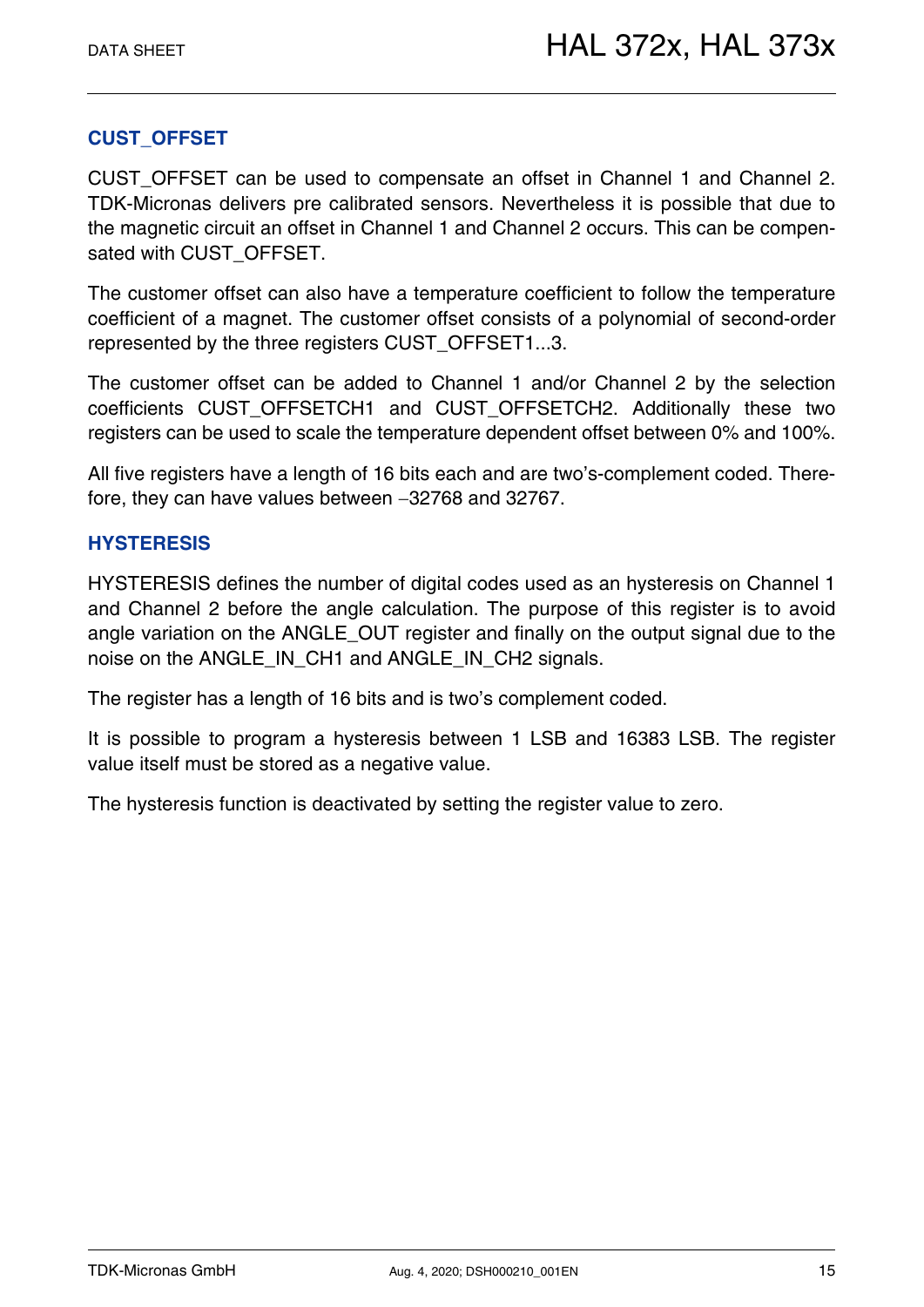### CUST_OFFSET

CUST_OFFSET can be used to compensate an offset in Channel 1 and Channel 2. TDK-Micronas delivers pre calibrated sensors. Nevertheless it is possible that due to the magnetic circuit an offset in Channel 1 and Channel 2 occurs. This can be compensated with CUST_OFFSET.

The customer offset can also have a temperature coefficient to follow the temperature coefficient of a magnet. The customer offset consists of a polynomial of second-order represented by the three registers CUST_OFFSET1...3.

The customer offset can be added to Channel 1 and/or Channel 2 by the selection coefficients CUST_OFFSETCH1 and CUST_OFFSETCH2. Additionally these two registers can be used to scale the temperature dependent offset between 0% and 100%.

All five registers have a length of 16 bits each and are two's-complement coded. Therefore, they can have values between −32768 and 32767.

### HYSTERESIS

HYSTERESIS defines the number of digital codes used as an hysteresis on Channel 1 and Channel 2 before the angle calculation. The purpose of this register is to avoid angle variation on the ANGLE_OUT register and finally on the output signal due to the noise on the ANGLE_IN_CH1 and ANGLE_IN_CH2 signals.

The register has a length of 16 bits and is two's complement coded.

It is possible to program a hysteresis between 1 LSB and 16383 LSB. The register value itself must be stored as a negative value.

The hysteresis function is deactivated by setting the register value to zero.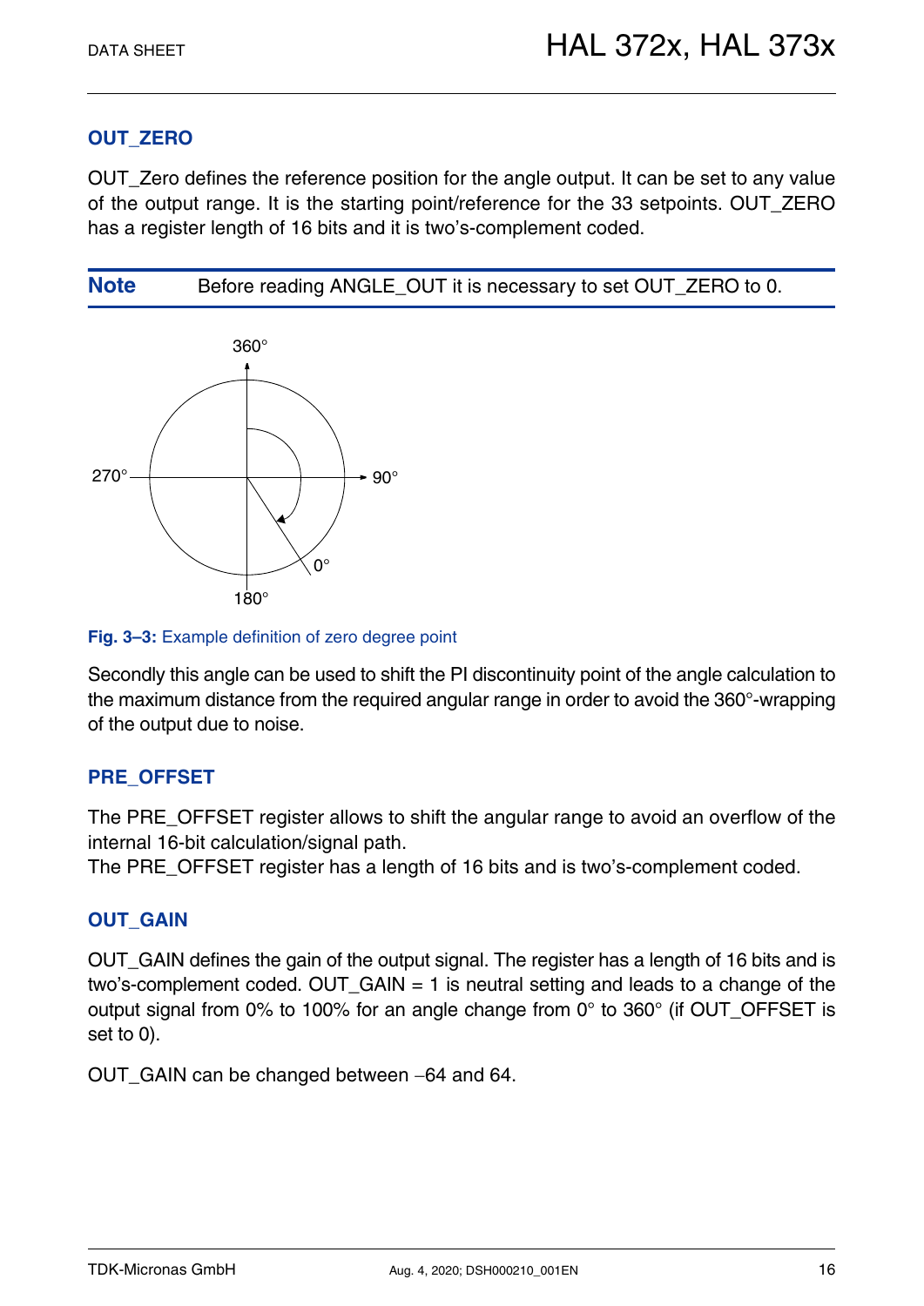### OUT_ZERO

OUT_Zero defines the reference position for the angle output. It can be set to any value of the output range. It is the starting point/reference for the 33 setpoints. OUT_ZERO has a register length of 16 bits and it is two's-complement coded.

**Note** Before reading ANGLE_OUT it is necessary to set OUT_ZERO to 0.

**Fig. 3–3:** Example definition of zero degree point

Secondly this angle can be used to shift the PI discontinuity point of the angle calculation to the maximum distance from the required angular range in order to avoid the 360°-wrapping of the output due to noise.

### PRE_OFFSET

The PRE_OFFSET register allows to shift the angular range to avoid an overflow of the internal 16-bit calculation/signal path.
The PRE_OFFSET register has a length of 16 bits and is two's-complement coded.

### OUT_GAIN

OUT_GAIN defines the gain of the output signal. The register has a length of 16 bits and is two's-complement coded. OUT_GAIN = 1 is neutral setting and leads to a change of the output signal from 0% to 100% for an angle change from 0° to 360° (if OUT_OFFSET is set to 0).

OUT_GAIN can be changed between −64 and 64.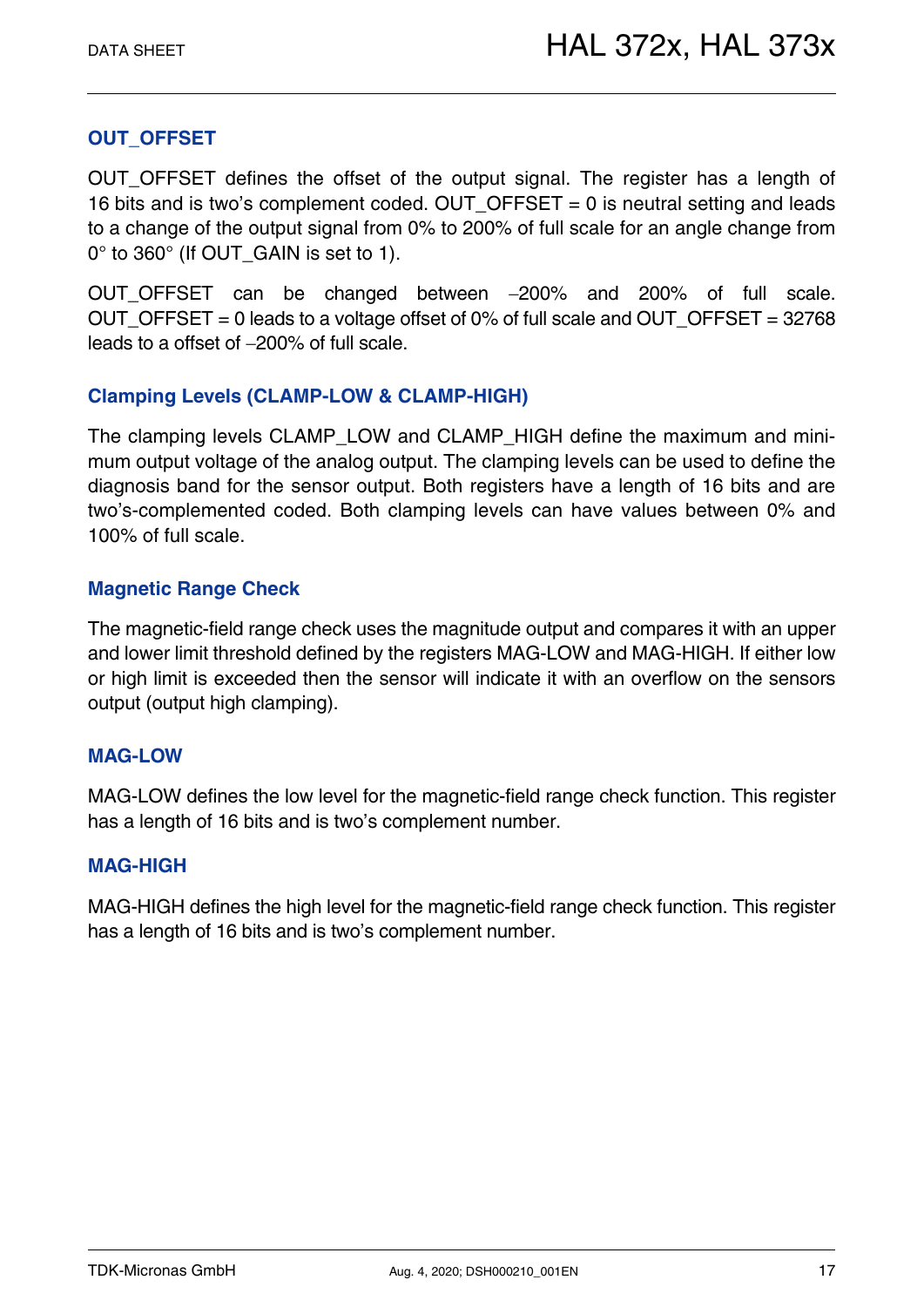### OUT_OFFSET

OUT_OFFSET defines the offset of the output signal. The register has a length of 16 bits and is two's complement coded. OUT_OFFSET = 0 is neutral setting and leads to a change of the output signal from 0% to 200% of full scale for an angle change from 0° to 360° (If OUT_GAIN is set to 1).

OUT_OFFSET can be changed between −200% and 200% of full scale. OUT_OFFSET = 0 leads to a voltage offset of 0% of full scale and OUT_OFFSET = 32768 leads to a offset of −200% of full scale.

### Clamping Levels (CLAMP-LOW & CLAMP-HIGH)

The clamping levels CLAMP_LOW and CLAMP_HIGH define the maximum and minimum output voltage of the analog output. The clamping levels can be used to define the diagnosis band for the sensor output. Both registers have a length of 16 bits and are two's-complemented coded. Both clamping levels can have values between 0% and 100% of full scale.

### Magnetic Range Check

The magnetic-field range check uses the magnitude output and compares it with an upper and lower limit threshold defined by the registers MAG-LOW and MAG-HIGH. If either low or high limit is exceeded then the sensor will indicate it with an overflow on the sensors output (output high clamping).

### MAG-LOW

MAG-LOW defines the low level for the magnetic-field range check function. This register has a length of 16 bits and is two's complement number.

### MAG-HIGH

MAG-HIGH defines the high level for the magnetic-field range check function. This register has a length of 16 bits and is two's complement number.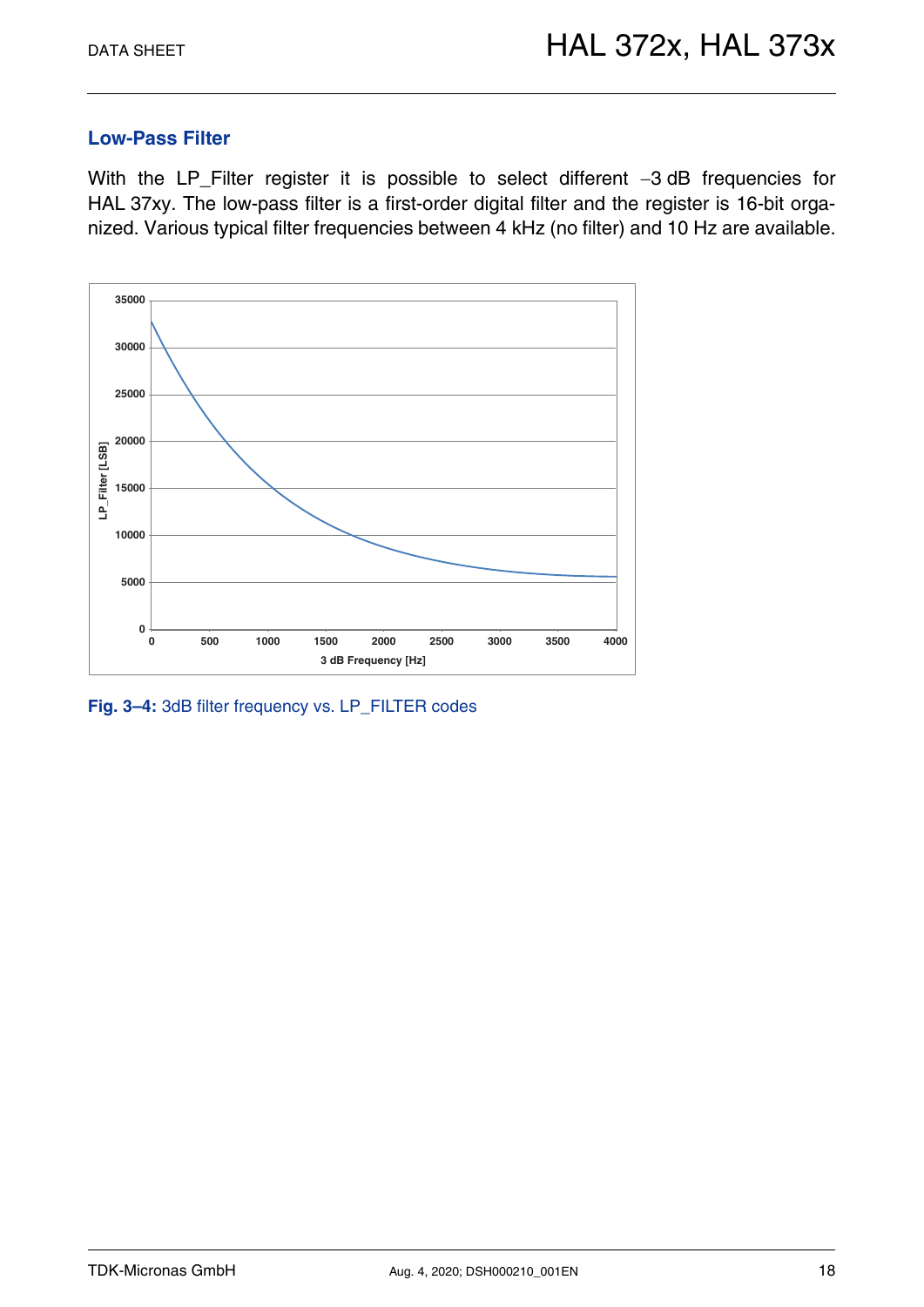## Low-Pass Filter

With the LP_Filter register it is possible to select different −3 dB frequencies for HAL 37xy. The low-pass filter is a first-order digital filter and the register is 16-bit organized. Various typical filter frequencies between 4 kHz (no filter) and 10 Hz are available.

**Fig. 3–4:** 3dB filter frequency vs. LP_FILTER codes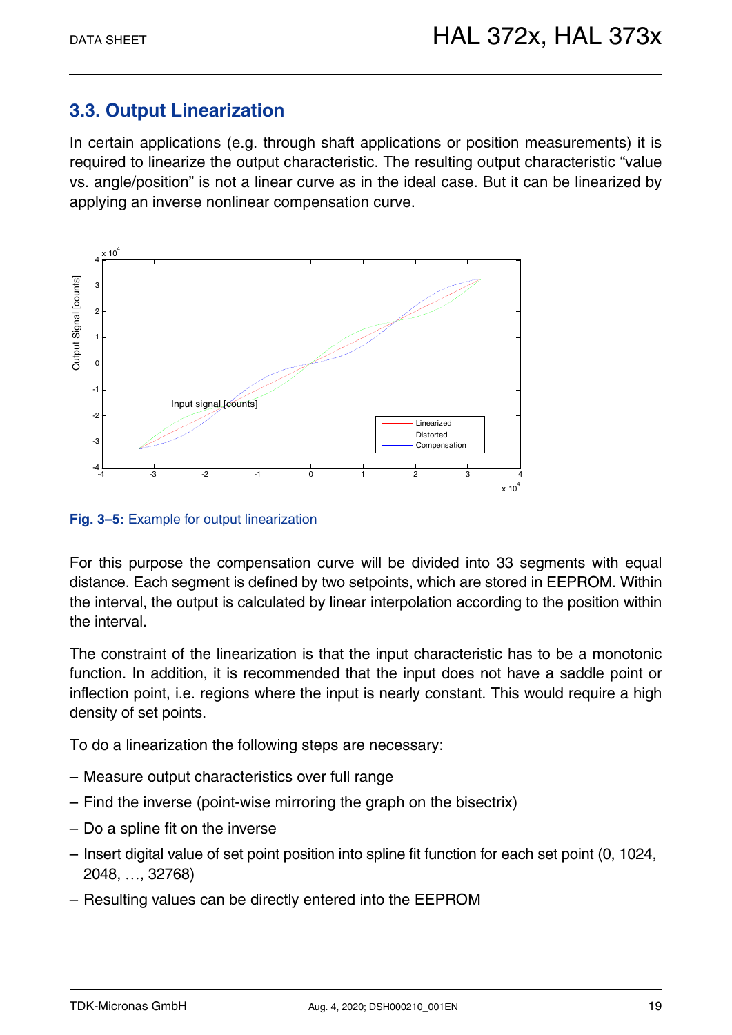## 3.3. Output Linearization

In certain applications (e.g. through shaft applications or position measurements) it is required to linearize the output characteristic. The resulting output characteristic "value vs. angle/position" is not a linear curve as in the ideal case. But it can be linearized by applying an inverse nonlinear compensation curve.

**Fig. 3–5:** Example for output linearization

For this purpose the compensation curve will be divided into 33 segments with equal distance. Each segment is defined by two setpoints, which are stored in EEPROM. Within the interval, the output is calculated by linear interpolation according to the position within the interval.

The constraint of the linearization is that the input characteristic has to be a monotonic function. In addition, it is recommended that the input does not have a saddle point or inflection point, i.e. regions where the input is nearly constant. This would require a high density of set points.

To do a linearization the following steps are necessary:

– Measure output characteristics over full range

– Find the inverse (point-wise mirroring the graph on the bisectrix)

– Do a spline fit on the inverse

– Insert digital value of set point position into spline fit function for each set point (0, 1024, 2048, …, 32768)

– Resulting values can be directly entered into the EEPROM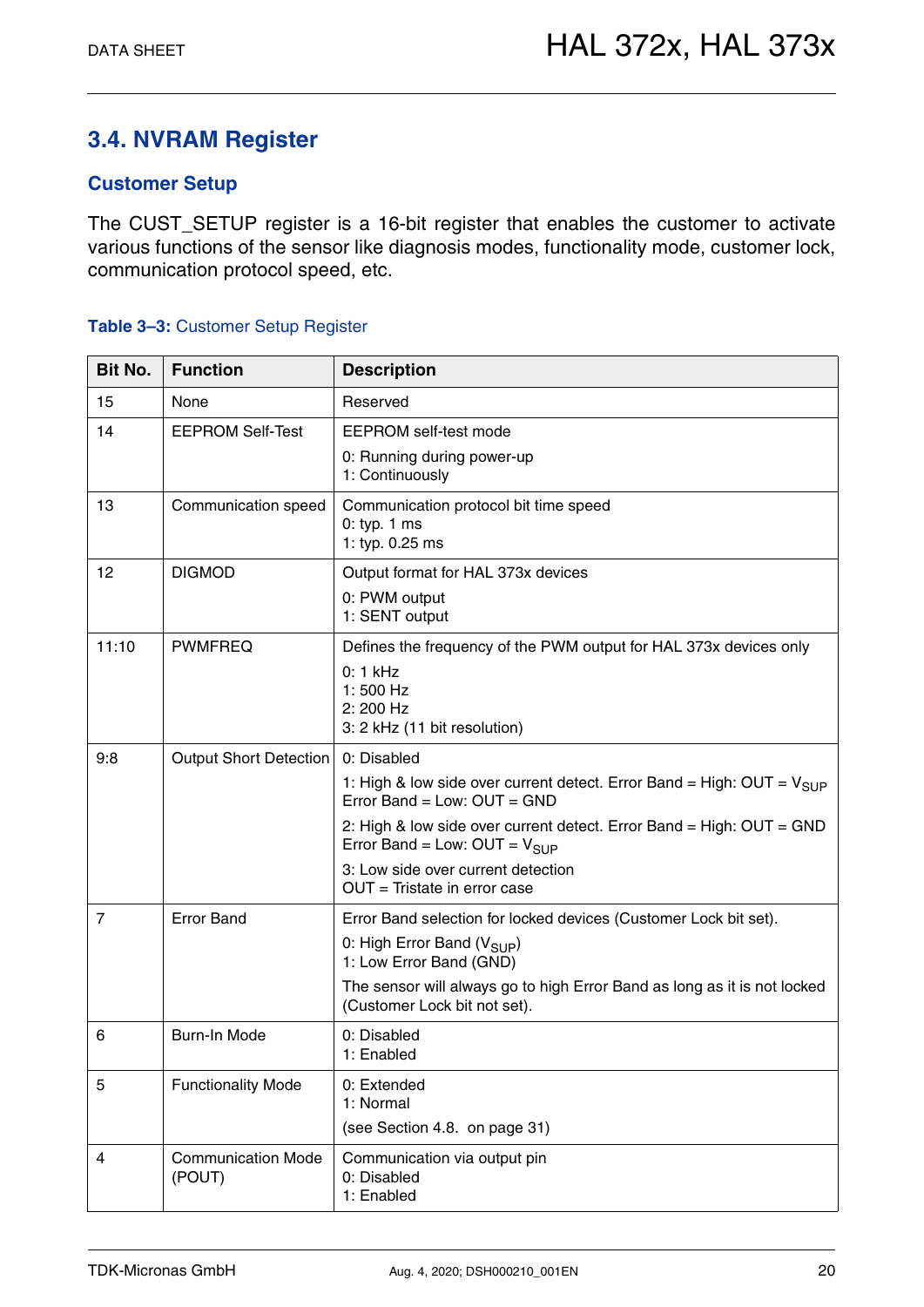## 3.4. NVRAM Register

### Customer Setup

The CUST_SETUP register is a 16-bit register that enables the customer to activate various functions of the sensor like diagnosis modes, functionality mode, customer lock, communication protocol speed, etc.

**Table 3–3:** Customer Setup Register

| Bit No. | Function | Description |
|---|---|---|
| 15 | None | Reserved |
| 14 | EEPROM Self-Test | EEPROM self-test mode<br>0: Running during power-up<br>1: Continuously |
| 13 | Communication speed | Communication protocol bit time speed<br>0: typ. 1 ms<br>1: typ. 0.25 ms |
| 12 | DIGMOD | Output format for HAL 373x devices<br>0: PWM output<br>1: SENT output |
| 11:10 | PWMFREQ | Defines the frequency of the PWM output for HAL 373x devices only<br>0: 1 kHz<br>1: 500 Hz<br>2: 200 Hz<br>3: 2 kHz (11 bit resolution) |
| 9:8 | Output Short Detection | 0: Disabled<br>1: High & low side over current detect. Error Band = High: OUT = $V_{SUP}$ Error Band = Low: OUT = GND<br>2: High & low side over current detect. Error Band = High: OUT = GND Error Band = Low: OUT = $V_{SUP}$<br>3: Low side over current detection OUT = Tristate in error case |
| 7 | Error Band | Error Band selection for locked devices (Customer Lock bit set).<br>0: High Error Band ($V_{SUP}$)<br>1: Low Error Band (GND)<br>The sensor will always go to high Error Band as long as it is not locked (Customer Lock bit not set). |
| 6 | Burn-In Mode | 0: Disabled<br>1: Enabled |
| 5 | Functionality Mode | 0: Extended<br>1: Normal<br>(see Section 4.8. on page 31) |
| 4 | Communication Mode (POUT) | Communication via output pin<br>0: Disabled<br>1: Enabled |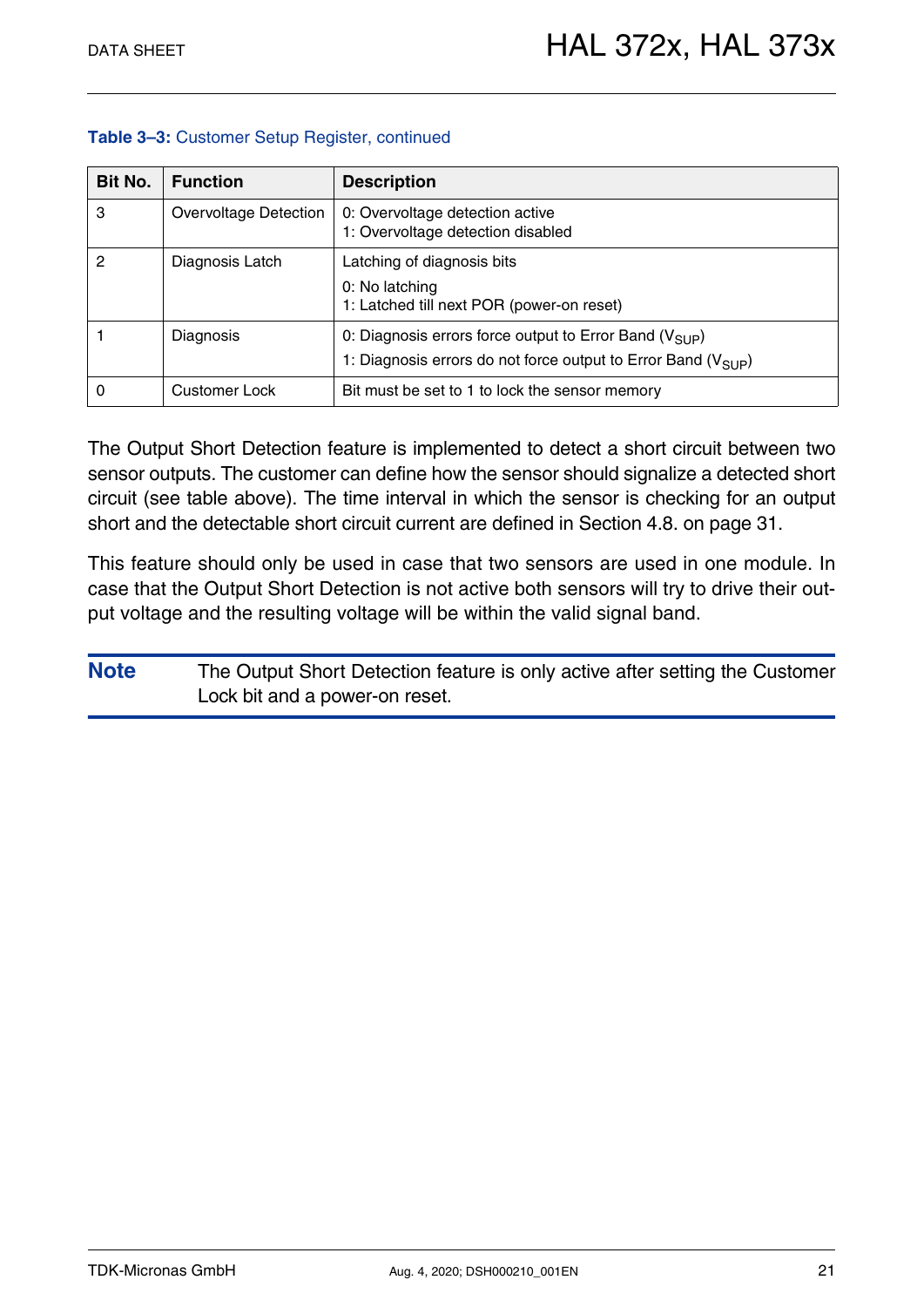**Table 3–3:** Customer Setup Register, continued

| Bit No. | Function | Description |
|---|---|---|
| 3 | Overvoltage Detection | 0: Overvoltage detection active<br>1: Overvoltage detection disabled |
| 2 | Diagnosis Latch | Latching of diagnosis bits<br>0: No latching<br>1: Latched till next POR (power-on reset) |
| 1 | Diagnosis | 0: Diagnosis errors force output to Error Band ($V_{SUP}$)<br>1: Diagnosis errors do not force output to Error Band ($V_{SUP}$) |
| 0 | Customer Lock | Bit must be set to 1 to lock the sensor memory |

The Output Short Detection feature is implemented to detect a short circuit between two sensor outputs. The customer can define how the sensor should signalize a detected short circuit (see table above). The time interval in which the sensor is checking for an output short and the detectable short circuit current are defined in Section 4.8. on page 31.

This feature should only be used in case that two sensors are used in one module. In case that the Output Short Detection is not active both sensors will try to drive their output voltage and the resulting voltage will be within the valid signal band.

**Note** The Output Short Detection feature is only active after setting the Customer Lock bit and a power-on reset.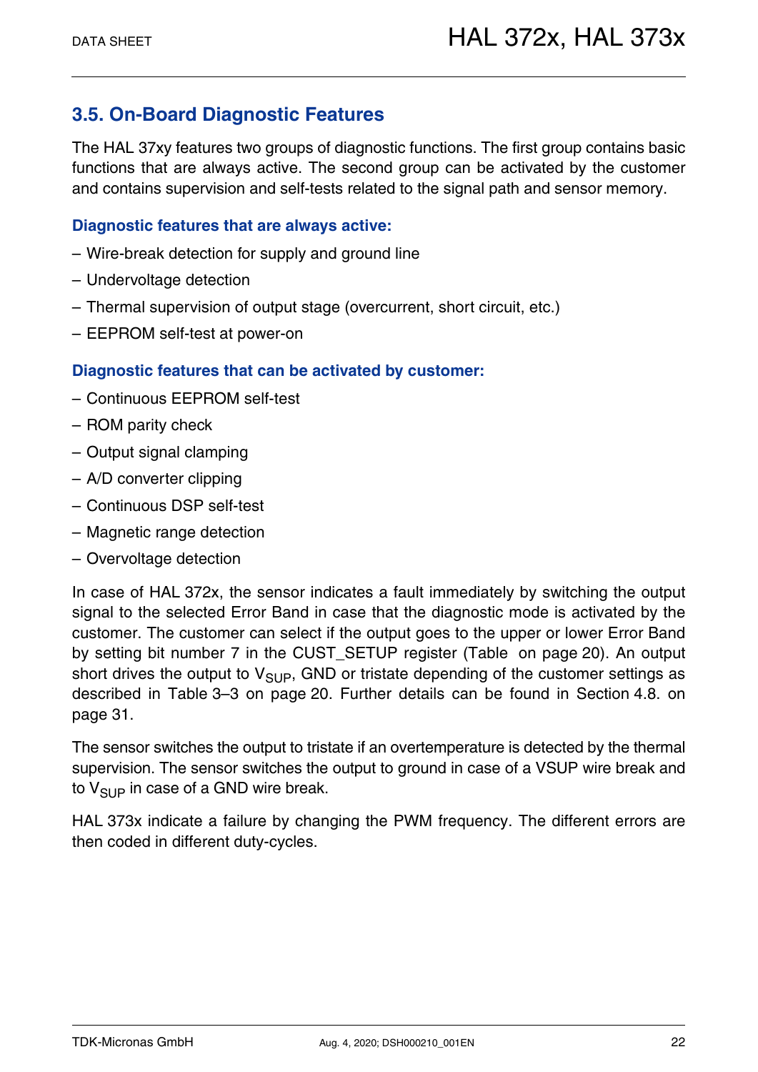## 3.5. On-Board Diagnostic Features

The HAL 37xy features two groups of diagnostic functions. The first group contains basic functions that are always active. The second group can be activated by the customer and contains supervision and self-tests related to the signal path and sensor memory.

**Diagnostic features that are always active:**

– Wire-break detection for supply and ground line

– Undervoltage detection

– Thermal supervision of output stage (overcurrent, short circuit, etc.)

– EEPROM self-test at power-on

**Diagnostic features that can be activated by customer:**

– Continuous EEPROM self-test

– ROM parity check

– Output signal clamping

– A/D converter clipping

– Continuous DSP self-test

– Magnetic range detection

– Overvoltage detection

In case of HAL 372x, the sensor indicates a fault immediately by switching the output signal to the selected Error Band in case that the diagnostic mode is activated by the customer. The customer can select if the output goes to the upper or lower Error Band by setting bit number 7 in the CUST_SETUP register (Table  on page 20). An output short drives the output to $V_{SUP}$, GND or tristate depending of the customer settings as described in Table 3–3 on page 20. Further details can be found in Section 4.8. on page 31.

The sensor switches the output to tristate if an overtemperature is detected by the thermal supervision. The sensor switches the output to ground in case of a VSUP wire break and to $V_{SUP}$ in case of a GND wire break.

HAL 373x indicate a failure by changing the PWM frequency. The different errors are then coded in different duty-cycles.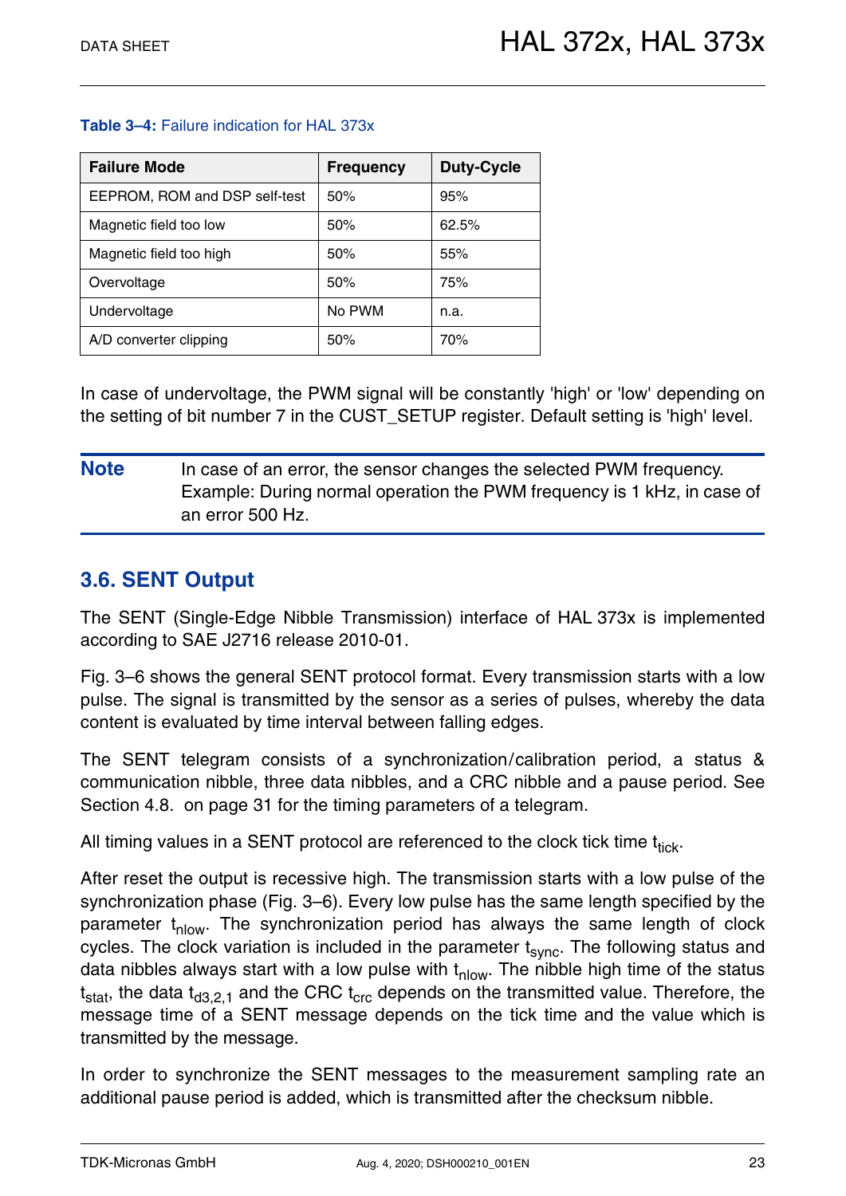**Table 3–4:** Failure indication for HAL 373x

| Failure Mode | Frequency | Duty-Cycle |
|---|---|---|
| EEPROM, ROM and DSP self-test | 50% | 95% |
| Magnetic field too low | 50% | 62.5% |
| Magnetic field too high | 50% | 55% |
| Overvoltage | 50% | 75% |
| Undervoltage | No PWM | n.a. |
| A/D converter clipping | 50% | 70% |

In case of undervoltage, the PWM signal will be constantly 'high' or 'low' depending on the setting of bit number 7 in the CUST_SETUP register. Default setting is 'high' level.

**Note** In case of an error, the sensor changes the selected PWM frequency. Example: During normal operation the PWM frequency is 1 kHz, in case of an error 500 Hz.

## 3.6. SENT Output

The SENT (Single-Edge Nibble Transmission) interface of HAL 373x is implemented according to SAE J2716 release 2010-01.

Fig. 3–6 shows the general SENT protocol format. Every transmission starts with a low pulse. The signal is transmitted by the sensor as a series of pulses, whereby the data content is evaluated by time interval between falling edges.

The SENT telegram consists of a synchronization/calibration period, a status & communication nibble, three data nibbles, and a CRC nibble and a pause period. See Section 4.8. on page 31 for the timing parameters of a telegram.

All timing values in a SENT protocol are referenced to the clock tick time $t_{tick}$.

After reset the output is recessive high. The transmission starts with a low pulse of the synchronization phase (Fig. 3–6). Every low pulse has the same length specified by the parameter $t_{nlow}$. The synchronization period has always the same length of clock cycles. The clock variation is included in the parameter $t_{sync}$. The following status and data nibbles always start with a low pulse with $t_{nlow}$. The nibble high time of the status $t_{stat}$, the data $t_{d3,2,1}$ and the CRC $t_{crc}$ depends on the transmitted value. Therefore, the message time of a SENT message depends on the tick time and the value which is transmitted by the message.

In order to synchronize the SENT messages to the measurement sampling rate an additional pause period is added, which is transmitted after the checksum nibble.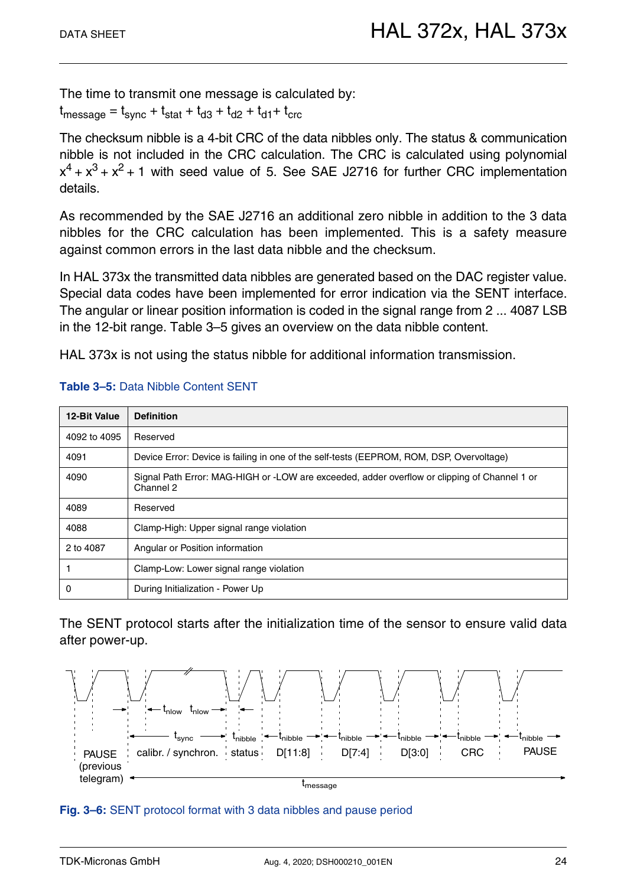The time to transmit one message is calculated by:

$t_{message} = t_{sync} + t_{stat} + t_{d3} + t_{d2} + t_{d1} + t_{crc}$

The checksum nibble is a 4-bit CRC of the data nibbles only. The status & communication nibble is not included in the CRC calculation. The CRC is calculated using polynomial $x^4 + x^3 + x^2 + 1$ with seed value of 5. See SAE J2716 for further CRC implementation details.

As recommended by the SAE J2716 an additional zero nibble in addition to the 3 data nibbles for the CRC calculation has been implemented. This is a safety measure against common errors in the last data nibble and the checksum.

In HAL 373x the transmitted data nibbles are generated based on the DAC register value. Special data codes have been implemented for error indication via the SENT interface. The angular or linear position information is coded in the signal range from 2 ... 4087 LSB in the 12-bit range. Table 3–5 gives an overview on the data nibble content.

HAL 373x is not using the status nibble for additional information transmission.

**Table 3–5:** Data Nibble Content SENT

| 12-Bit Value | Definition |
|---|---|
| 4092 to 4095 | Reserved |
| 4091 | Device Error: Device is failing in one of the self-tests (EEPROM, ROM, DSP, Overvoltage) |
| 4090 | Signal Path Error: MAG-HIGH or -LOW are exceeded, adder overflow or clipping of Channel 1 or Channel 2 |
| 4089 | Reserved |
| 4088 | Clamp-High: Upper signal range violation |
| 2 to 4087 | Angular or Position information |
| 1 | Clamp-Low: Lower signal range violation |
| 0 | During Initialization - Power Up |

The SENT protocol starts after the initialization time of the sensor to ensure valid data after power-up.

**Fig. 3–6:** SENT protocol format with 3 data nibbles and pause period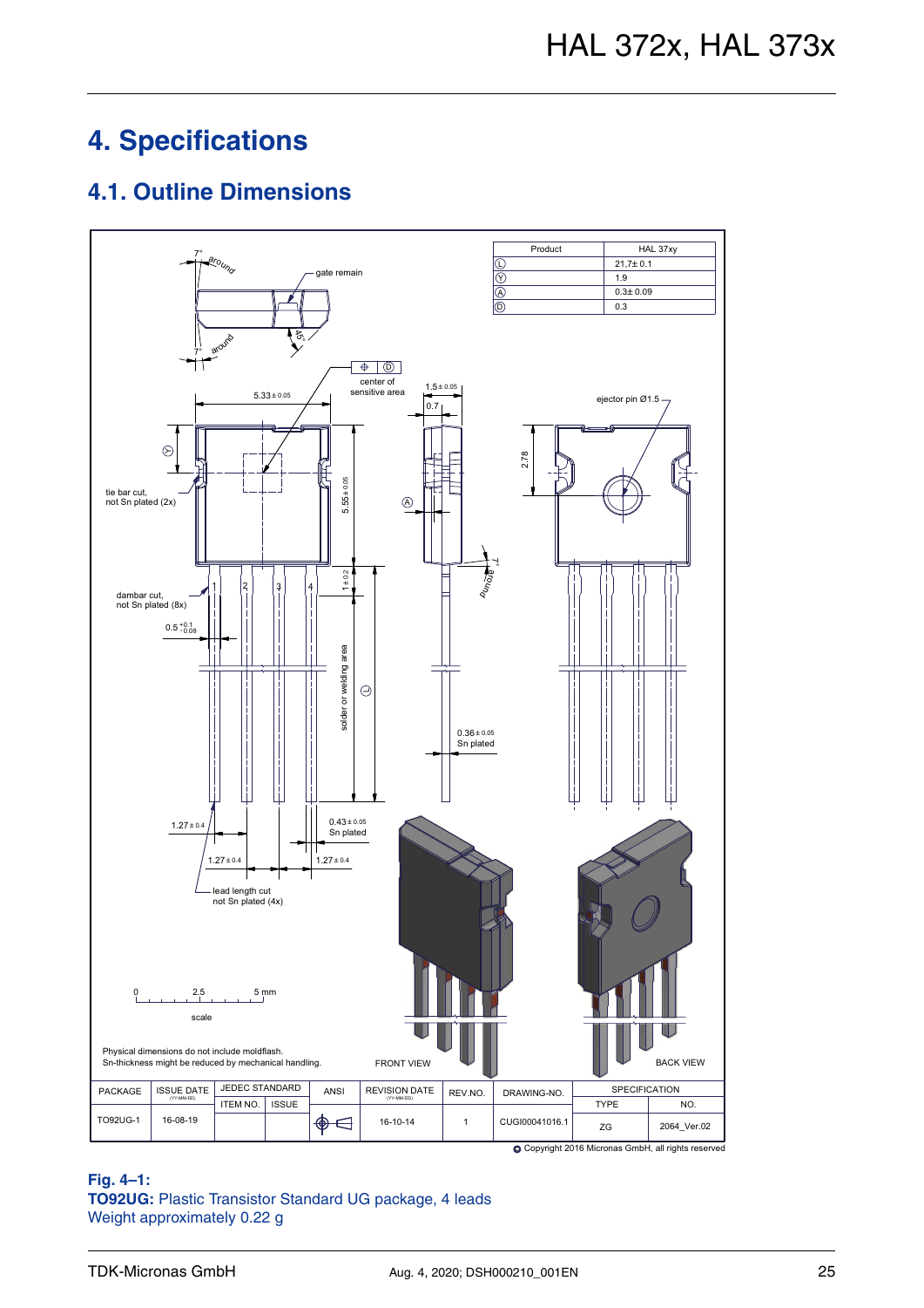# 4. Specifications

## 4.1. Outline Dimensions

| Product | HAL 37xy |
|---|---|
| Ⓛ | 21,7± 0.1 |
| Ⓨ | 1.9 |
| Ⓐ | 0.3± 0.09 |
| Ⓓ | 0.3 |

Physical dimensions do not include moldflash.
Sn-thickness might be reduced by mechanical handling.

| PACKAGE | ISSUE DATE (YY-MM-DD) | JEDEC STANDARD ITEM NO. | JEDEC STANDARD ISSUE | ANSI | REVISION DATE (YY-MM-DD) | REV.NO. | DRAWING-NO. | SPECIFICATION TYPE | SPECIFICATION NO. |
|---|---|---|---|---|---|---|---|---|---|
| TO92UG-1 | 16-08-19 | | | | 16-10-14 | 1 | CUGI00041016.1 | ZG | 2064_Ver.02 |

© Copyright 2016 Micronas GmbH, all rights reserved

**Fig. 4–1:**
**TO92UG:** Plastic Transistor Standard UG package, 4 leads
Weight approximately 0.22 g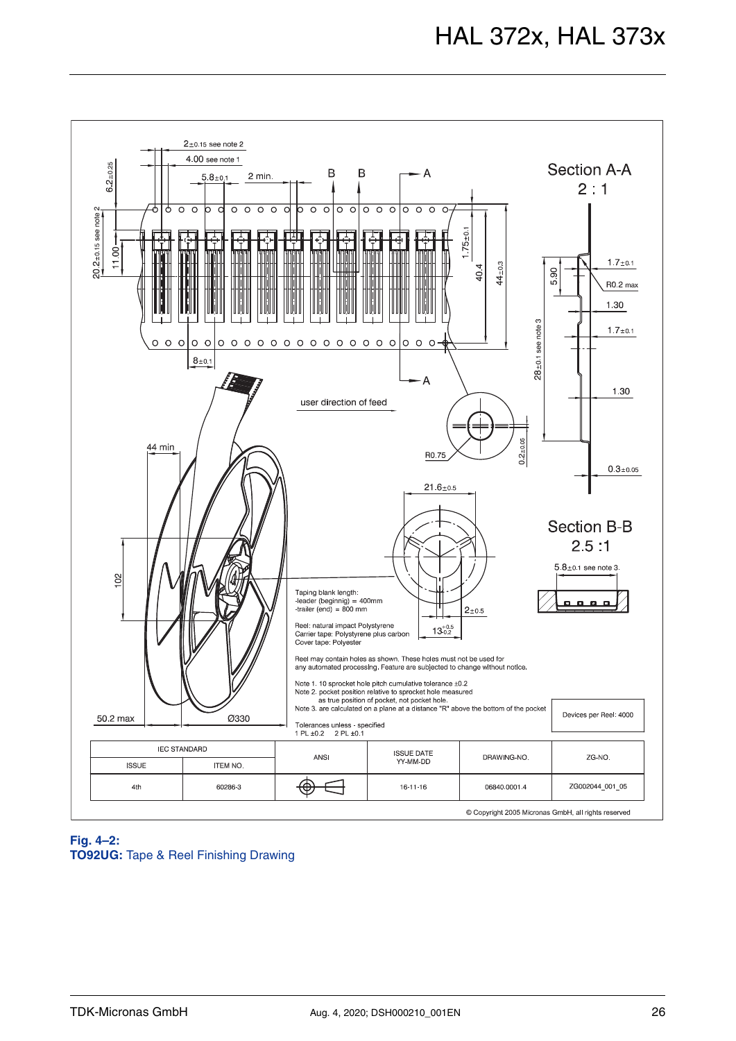Taping blank length:
-leader (beginnig) = 400mm
-trailer (end) = 800 mm

Reel: natural impact Polystyrene
Carrier tape: Polystyrene plus carbon
Cover tape: Polyester

Reel may contain holes as shown. These holes must not be used for any automated processing. Feature are subjected to change without notice.

Note 1. 10 sprocket hole pitch cumulative tolerance ±0.2
Note 2. pocket position relative to sprocket hole measured as true position of pocket, not pocket hole.
Note 3. are calculated on a plane at a distance "R" above the bottom of the pocket

Devices per Reel: 4000

Tolerances unless - specified
1 PL ±0.2  2 PL ±0.1

| IEC STANDARD | | ANSI | ISSUE DATE YY-MM-DD | DRAWING-NO. | ZG-NO. |
|---|---|---|---|---|---|
| ISSUE | ITEM NO. | | | | |
| 4th | 60286-3 | | 16-11-16 | 06840.0001.4 | ZG002044_001_05 |

© Copyright 2005 Micronas GmbH, all rights reserved

**Fig. 4–2:**
**TO92UG:** Tape & Reel Finishing Drawing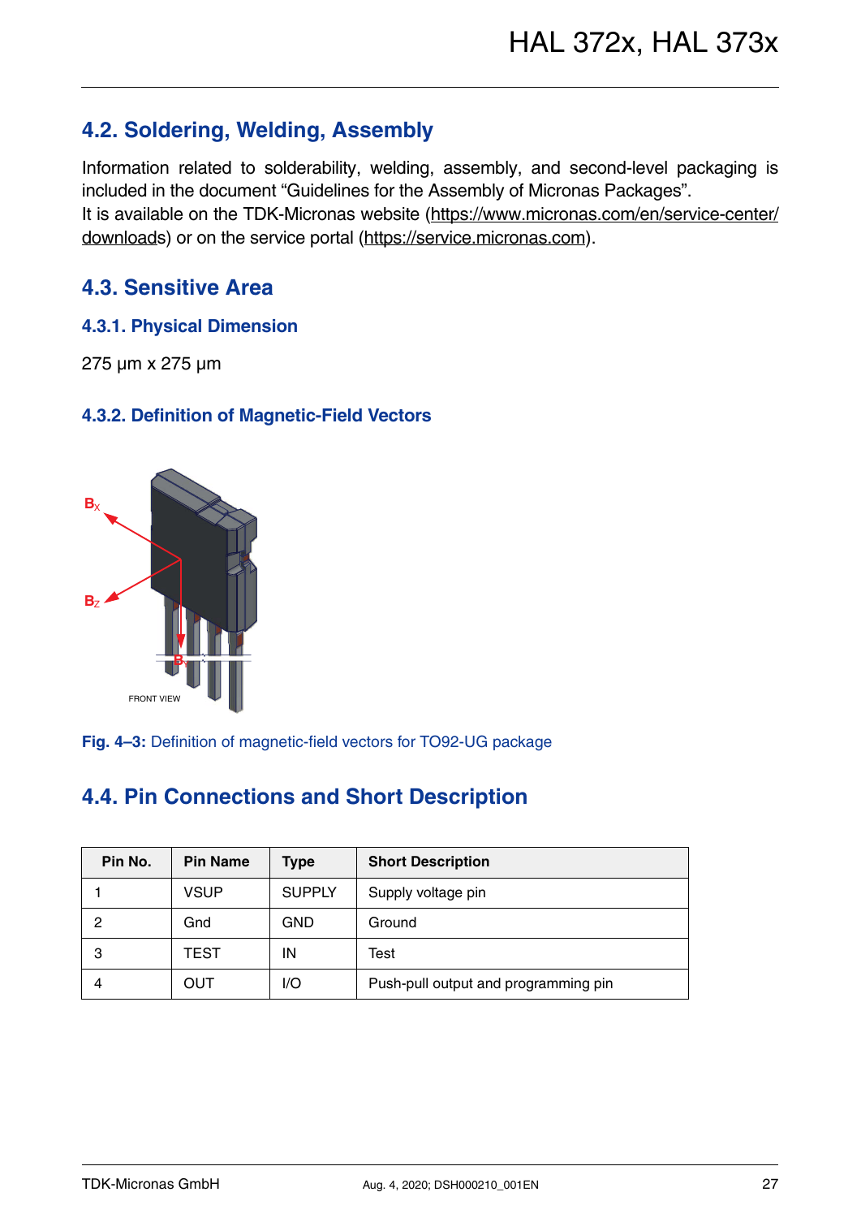## 4.2. Soldering, Welding, Assembly

Information related to solderability, welding, assembly, and second-level packaging is included in the document "Guidelines for the Assembly of Micronas Packages".
It is available on the TDK-Micronas website (https://www.micronas.com/en/service-center/downloads) or on the service portal (https://service.micronas.com).

## 4.3. Sensitive Area

### 4.3.1. Physical Dimension

275 µm x 275 µm

### 4.3.2. Definition of Magnetic-Field Vectors

**Fig. 4–3:** Definition of magnetic-field vectors for TO92-UG package

## 4.4. Pin Connections and Short Description

| Pin No. | Pin Name | Type | Short Description |
|---|---|---|---|
| 1 | VSUP | SUPPLY | Supply voltage pin |
| 2 | Gnd | GND | Ground |
| 3 | TEST | IN | Test |
| 4 | OUT | I/O | Push-pull output and programming pin |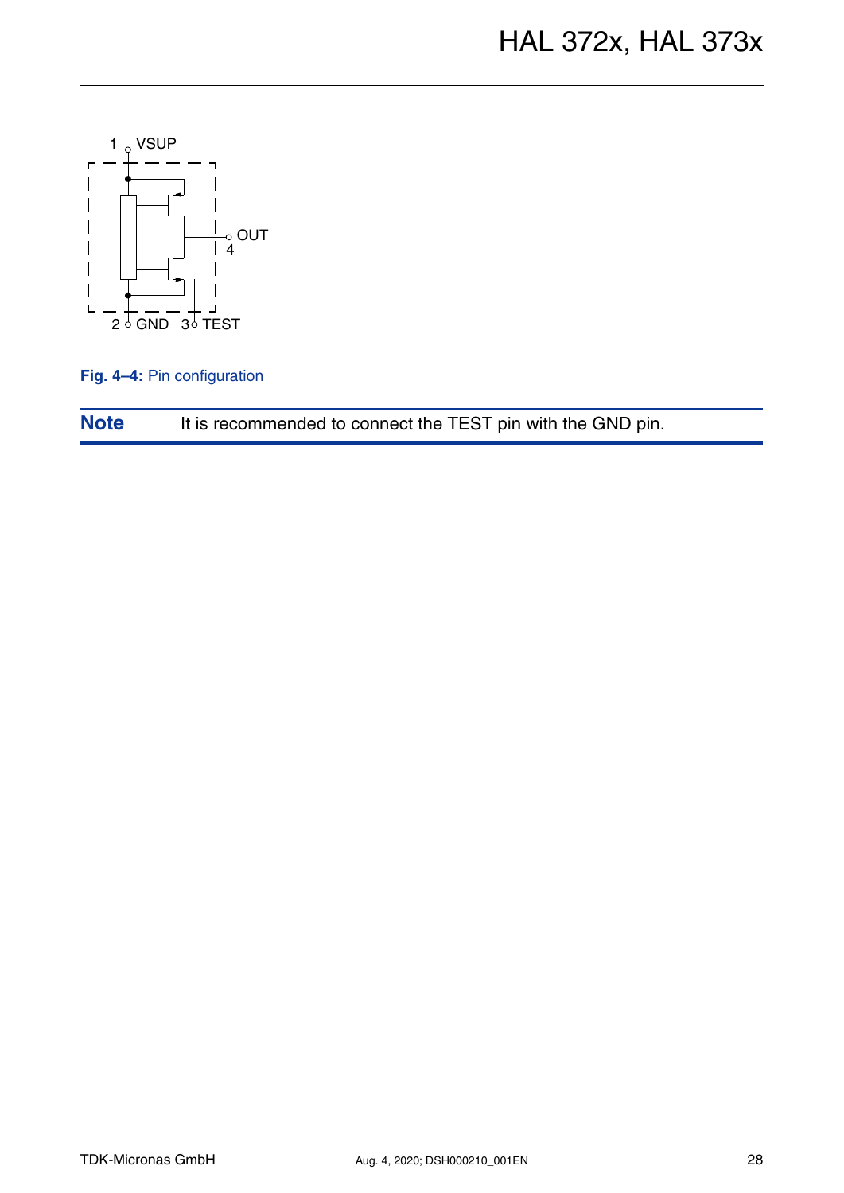1 VSUP

OUT 4

2 GND 3 TEST

**Fig. 4–4:** Pin configuration

**Note** It is recommended to connect the TEST pin with the GND pin.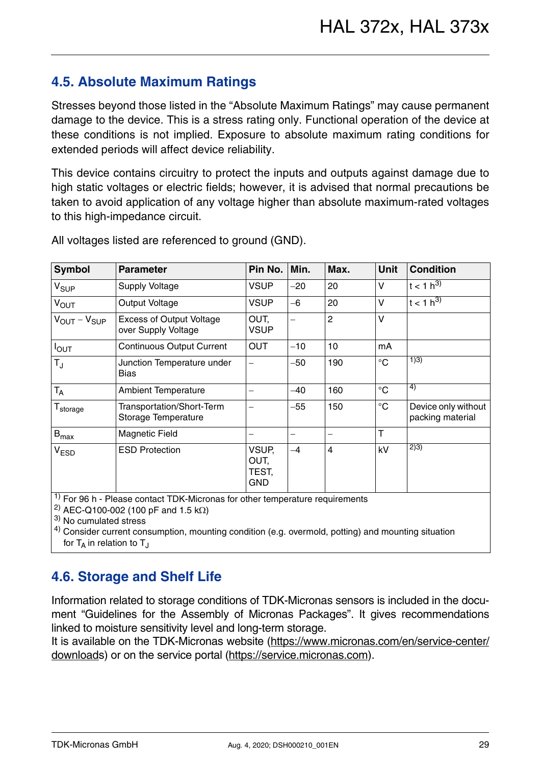## 4.5. Absolute Maximum Ratings

Stresses beyond those listed in the “Absolute Maximum Ratings” may cause permanent damage to the device. This is a stress rating only. Functional operation of the device at these conditions is not implied. Exposure to absolute maximum rating conditions for extended periods will affect device reliability.

This device contains circuitry to protect the inputs and outputs against damage due to high static voltages or electric fields; however, it is advised that normal precautions be taken to avoid application of any voltage higher than absolute maximum-rated voltages to this high-impedance circuit.

All voltages listed are referenced to ground (GND).

| Symbol | Parameter | Pin No. | Min. | Max. | Unit | Condition |
|---|---|---|---|---|---|---|
| $V_{SUP}$ | Supply Voltage | VSUP | −20 | 20 | V | t < 1 h[3] |
| $V_{OUT}$ | Output Voltage | VSUP | −6 | 20 | V | t < 1 h[3] |
| $V_{OUT} - V_{SUP}$ | Excess of Output Voltage over Supply Voltage | OUT, VSUP | – | 2 | V | |
| $I_{OUT}$ | Continuous Output Current | OUT | −10 | 10 | mA | |
| $T_J$ | Junction Temperature under Bias | – | −50 | 190 | °C | [1][3] |
| $T_A$ | Ambient Temperature | – | −40 | 160 | °C | [4] |
| $T_{storage}$ | Transportation/Short-Term Storage Temperature | – | −55 | 150 | °C | Device only without packing material |
| $B_{max}$ | Magnetic Field | – | – | – | T | |
| $V_{ESD}$ | ESD Protection | VSUP, OUT, TEST, GND | −4 | 4 | kV | [2][3] |

[1] For 96 h - Please contact TDK-Micronas for other temperature requirements
[2] AEC-Q100-002 (100 pF and 1.5 kΩ)
[3] No cumulated stress
[4] Consider current consumption, mounting condition (e.g. overmold, potting) and mounting situation for $T_A$ in relation to $T_J$

## 4.6. Storage and Shelf Life

Information related to storage conditions of TDK-Micronas sensors is included in the document “Guidelines for the Assembly of Micronas Packages”. It gives recommendations linked to moisture sensitivity level and long-term storage.
It is available on the TDK-Micronas website (https://www.micronas.com/en/service-center/downloads) or on the service portal (https://service.micronas.com).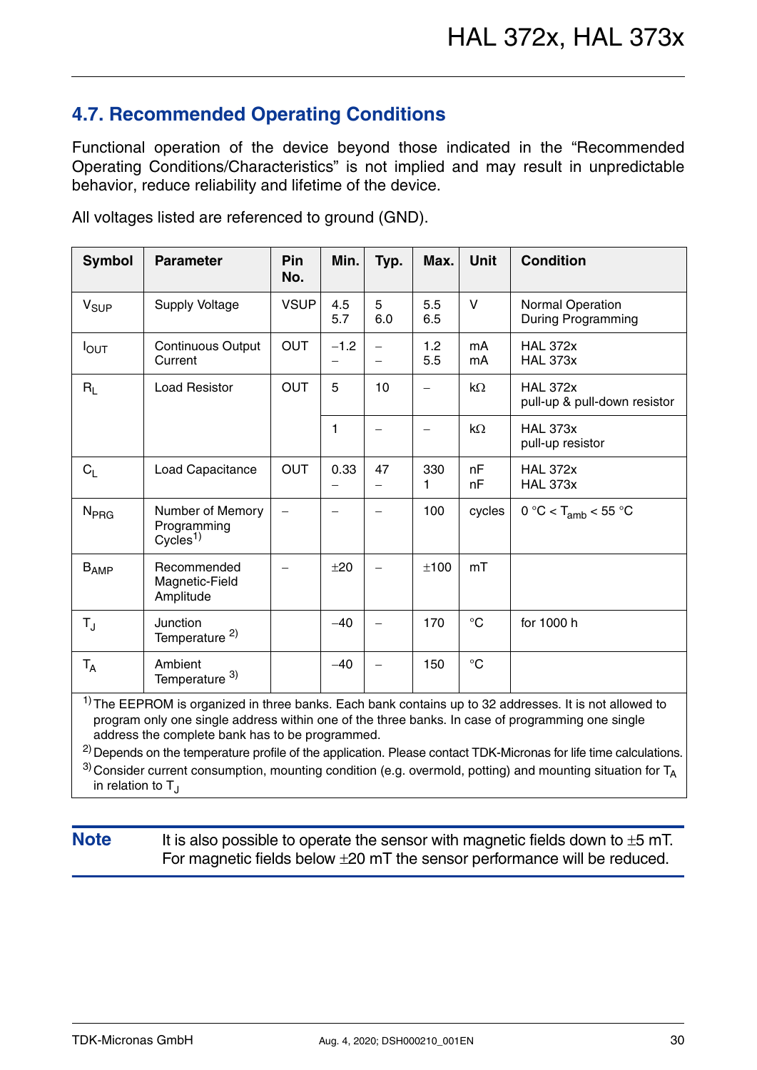## 4.7. Recommended Operating Conditions

Functional operation of the device beyond those indicated in the “Recommended Operating Conditions/Characteristics” is not implied and may result in unpredictable behavior, reduce reliability and lifetime of the device.

All voltages listed are referenced to ground (GND).

| Symbol | Parameter | Pin No. | Min. | Typ. | Max. | Unit | Condition |
|---|---|---|---|---|---|---|---|
| $V_{SUP}$ | Supply Voltage | VSUP | 4.5<br>5.7 | 5<br>6.0 | 5.5<br>6.5 | V | Normal Operation<br>During Programming |
| $I_{OUT}$ | Continuous Output Current | OUT | −1.2<br>– | –<br>– | 1.2<br>5.5 | mA<br>mA | HAL 372x<br>HAL 373x |
| $R_L$ | Load Resistor | OUT | 5 | 10 | – | kΩ | HAL 372x<br>pull-up & pull-down resistor |
| | | | 1 | – | – | kΩ | HAL 373x<br>pull-up resistor |
| $C_L$ | Load Capacitance | OUT | 0.33<br>– | 47<br>– | 330<br>1 | nF<br>nF | HAL 372x<br>HAL 373x |
| $N_{PRG}$ | Number of Memory Programming Cycles[1] | – | – | – | 100 | cycles | 0 °C < $T_{amb}$ < 55 °C |
| $B_{AMP}$ | Recommended Magnetic-Field Amplitude | – | ±20 | – | ±100 | mT | |
| $T_J$ | Junction Temperature [2] | | −40 | – | 170 | °C | for 1000 h |
| $T_A$ | Ambient Temperature [3] | | −40 | – | 150 | °C | |

[1] The EEPROM is organized in three banks. Each bank contains up to 32 addresses. It is not allowed to program only one single address within one of the three banks. In case of programming one single address the complete bank has to be programmed.

[2] Depends on the temperature profile of the application. Please contact TDK-Micronas for life time calculations.

[3] Consider current consumption, mounting condition (e.g. overmold, potting) and mounting situation for $T_A$ in relation to $T_J$

**Note** It is also possible to operate the sensor with magnetic fields down to ±5 mT. For magnetic fields below ±20 mT the sensor performance will be reduced.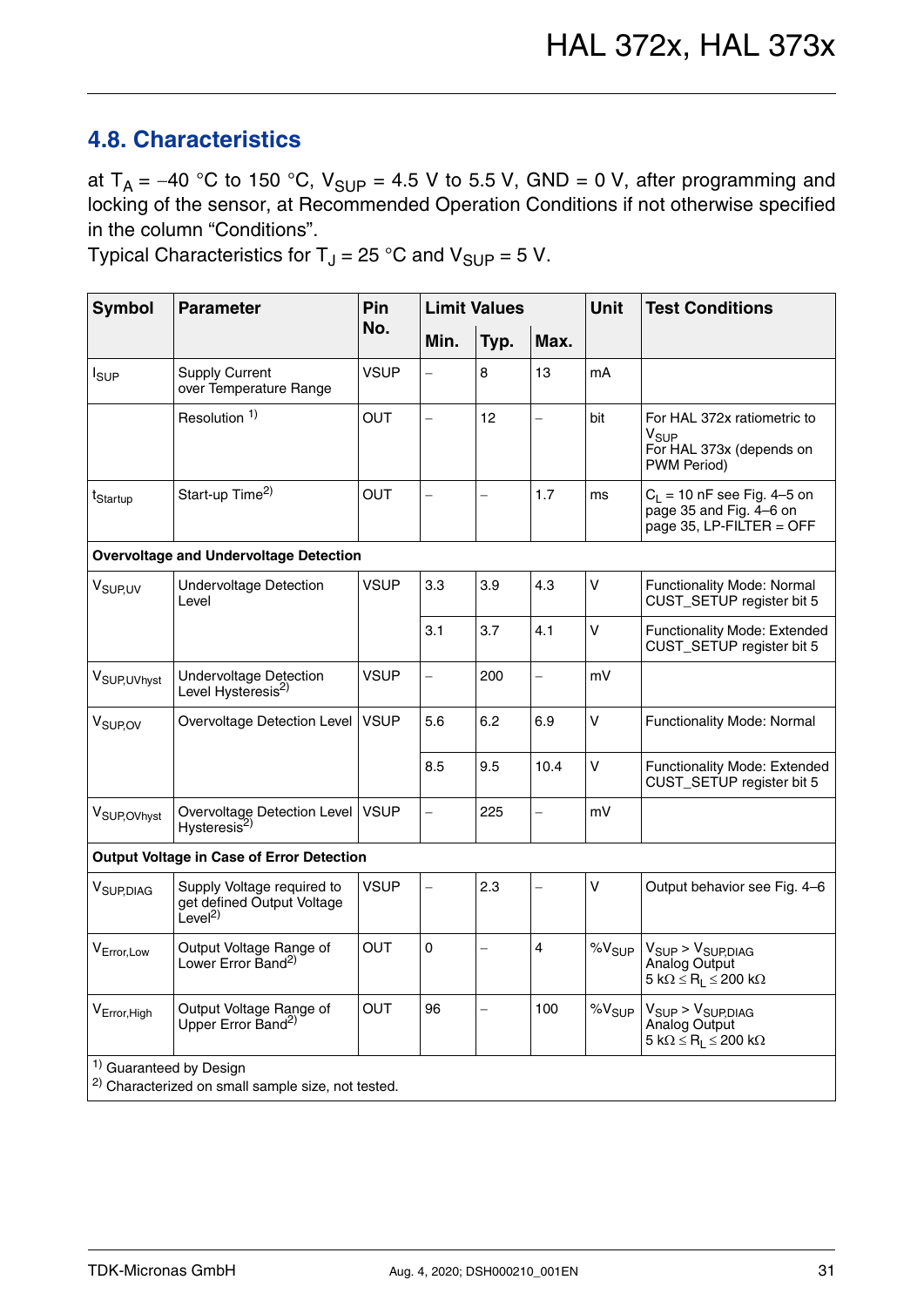## 4.8. Characteristics

at $T_A = -40$ °C to 150 °C, $V_{SUP}$ = 4.5 V to 5.5 V, GND = 0 V, after programming and locking of the sensor, at Recommended Operation Conditions if not otherwise specified in the column “Conditions”.
Typical Characteristics for $T_J$ = 25 °C and $V_{SUP}$ = 5 V.

| Symbol | Parameter | Pin No. | Limit Values | | | Unit | Test Conditions |
|---|---|---|---|---|---|---|---|
| | | | Min. | Typ. | Max. | | |
| $I_{SUP}$ | Supply Current over Temperature Range | VSUP | – | 8 | 13 | mA | |
| | Resolution [1] | OUT | – | 12 | – | bit | For HAL 372x ratiometric to $V_{SUP}$ For HAL 373x (depends on PWM Period) |
| $t_{Startup}$ | Start-up Time[2] | OUT | – | – | 1.7 | ms | $C_L$ = 10 nF see Fig. 4–5 on page 35 and Fig. 4–6 on page 35, LP-FILTER = OFF |
| **Overvoltage and Undervoltage Detection** | | | | | | | |
| $V_{SUP,UV}$ | Undervoltage Detection Level | VSUP | 3.3 | 3.9 | 4.3 | V | Functionality Mode: Normal CUST_SETUP register bit 5 |
| | | | 3.1 | 3.7 | 4.1 | V | Functionality Mode: Extended CUST_SETUP register bit 5 |
| $V_{SUP,UVhyst}$ | Undervoltage Detection Level Hysteresis[2] | VSUP | – | 200 | – | mV | |
| $V_{SUP,OV}$ | Overvoltage Detection Level | VSUP | 5.6 | 6.2 | 6.9 | V | Functionality Mode: Normal |
| | | | 8.5 | 9.5 | 10.4 | V | Functionality Mode: Extended CUST_SETUP register bit 5 |
| $V_{SUP,OVhyst}$ | Overvoltage Detection Level Hysteresis[2] | VSUP | – | 225 | – | mV | |
| **Output Voltage in Case of Error Detection** | | | | | | | |
| $V_{SUP,DIAG}$ | Supply Voltage required to get defined Output Voltage Level[2] | VSUP | – | 2.3 | – | V | Output behavior see Fig. 4–6 |
| $V_{Error,Low}$ | Output Voltage Range of Lower Error Band[2] | OUT | 0 | – | 4 | $\%V_{SUP}$ | $V_{SUP} > V_{SUP,DIAG}$ Analog Output 5 kΩ ≤ $R_L$ ≤ 200 kΩ |
| $V_{Error,High}$ | Output Voltage Range of Upper Error Band[2] | OUT | 96 | – | 100 | $\%V_{SUP}$ | $V_{SUP} > V_{SUP,DIAG}$ Analog Output 5 kΩ ≤ $R_L$ ≤ 200 kΩ |

[1] Guaranteed by Design
[2] Characterized on small sample size, not tested.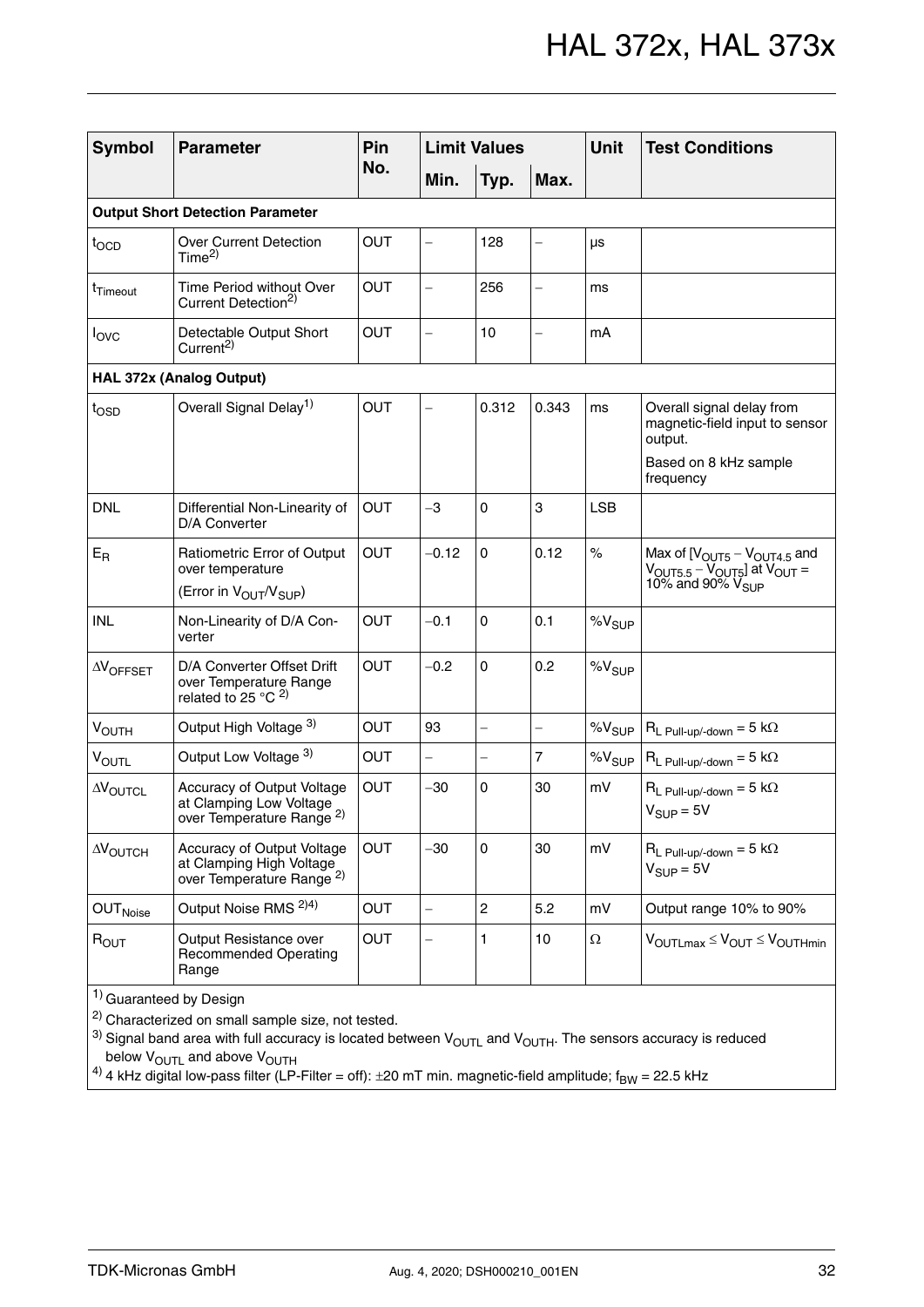| Symbol | Parameter | Pin No. | Limit Values | | | Unit | Test Conditions |
|---|---|---|---|---|---|---|---|
| | | | Min. | Typ. | Max. | | |
| **Output Short Detection Parameter** | | | | | | | |
| $t_{OCD}$ | Over Current Detection Time[2)] | OUT | – | 128 | – | µs | |
| $t_{Timeout}$ | Time Period without Over Current Detection[2)] | OUT | – | 256 | – | ms | |
| $I_{OVC}$ | Detectable Output Short Current[2)] | OUT | – | 10 | – | mA | |
| **HAL 372x (Analog Output)** | | | | | | | |
| $t_{OSD}$ | Overall Signal Delay[1)] | OUT | – | 0.312 | 0.343 | ms | Overall signal delay from magnetic-field input to sensor output. Based on 8 kHz sample frequency |
| DNL | Differential Non-Linearity of D/A Converter | OUT | −3 | 0 | 3 | LSB | |
| $E_R$ | Ratiometric Error of Output over temperature (Error in $V_{OUT}/V_{SUP}$) | OUT | −0.12 | 0 | 0.12 | % | Max of $[V_{OUT5} - V_{OUT4.5}$ and $V_{OUT5.5} - V_{OUT5}]$ at $V_{OUT}$ = 10% and 90% $V_{SUP}$ |
| INL | Non-Linearity of D/A Converter | OUT | −0.1 | 0 | 0.1 | $\%V_{SUP}$ | |
| $\Delta V_{OFFSET}$ | D/A Converter Offset Drift over Temperature Range related to 25 °C [2)] | OUT | −0.2 | 0 | 0.2 | $\%V_{SUP}$ | |
| $V_{OUTH}$ | Output High Voltage [3)] | OUT | 93 | – | – | $\%V_{SUP}$ | $R_{L\ Pull\text{-}up/\text{-}down}$ = 5 kΩ |
| $V_{OUTL}$ | Output Low Voltage [3)] | OUT | – | – | 7 | $\%V_{SUP}$ | $R_{L\ Pull\text{-}up/\text{-}down}$ = 5 kΩ |
| $\Delta V_{OUTCL}$ | Accuracy of Output Voltage at Clamping Low Voltage over Temperature Range [2)] | OUT | −30 | 0 | 30 | mV | $R_{L\ Pull\text{-}up/\text{-}down}$ = 5 kΩ, $V_{SUP}$ = 5V |
| $\Delta V_{OUTCH}$ | Accuracy of Output Voltage at Clamping High Voltage over Temperature Range [2)] | OUT | −30 | 0 | 30 | mV | $R_{L\ Pull\text{-}up/\text{-}down}$ = 5 kΩ, $V_{SUP}$ = 5V |
| $OUT_{Noise}$ | Output Noise RMS [2)4)] | OUT | – | 2 | 5.2 | mV | Output range 10% to 90% |
| $R_{OUT}$ | Output Resistance over Recommended Operating Range | OUT | – | 1 | 10 | Ω | $V_{OUTLmax} \leq V_{OUT} \leq V_{OUTHmin}$ |

[1)] Guaranteed by Design

[2)] Characterized on small sample size, not tested.

[3)] Signal band area with full accuracy is located between $V_{OUTL}$ and $V_{OUTH}$. The sensors accuracy is reduced below $V_{OUTL}$ and above $V_{OUTH}$

[4)] 4 kHz digital low-pass filter (LP-Filter = off): ±20 mT min. magnetic-field amplitude; $f_{BW}$ = 22.5 kHz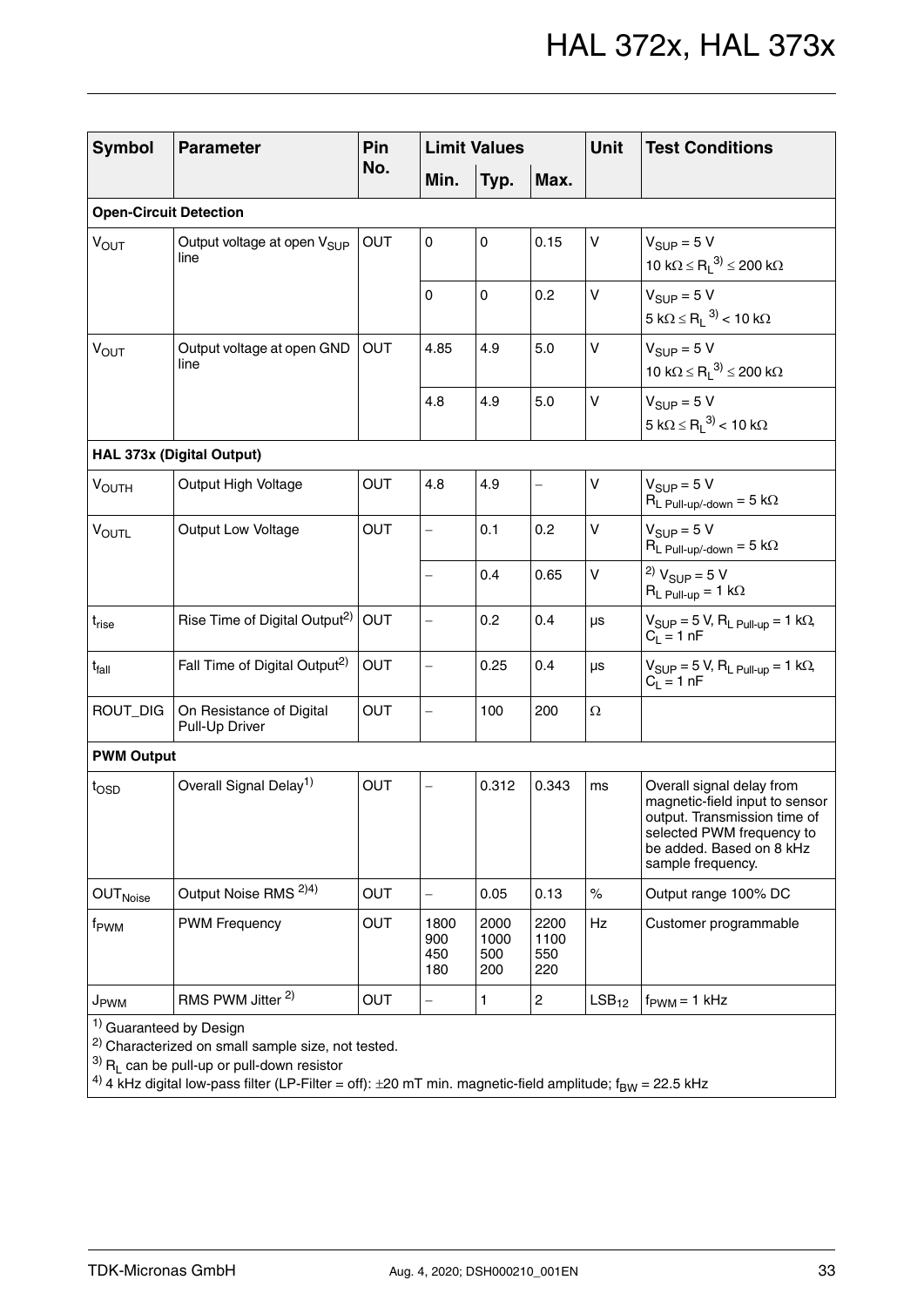| Symbol | Parameter | Pin No. | Limit Values | | | Unit | Test Conditions |
|---|---|---|---|---|---|---|---|
| | | | Min. | Typ. | Max. | | |
| **Open-Circuit Detection** | | | | | | | |
| $V_{OUT}$ | Output voltage at open $V_{SUP}$ line | OUT | 0 | 0 | 0.15 | V | $V_{SUP}$ = 5 V<br>10 kΩ ≤ $R_L$ [3] ≤ 200 kΩ |
| | | | 0 | 0 | 0.2 | V | $V_{SUP}$ = 5 V<br>5 kΩ ≤ $R_L$ [3] < 10 kΩ |
| $V_{OUT}$ | Output voltage at open GND line | OUT | 4.85 | 4.9 | 5.0 | V | $V_{SUP}$ = 5 V<br>10 kΩ ≤ $R_L$ [3] ≤ 200 kΩ |
| | | | 4.8 | 4.9 | 5.0 | V | $V_{SUP}$ = 5 V<br>5 kΩ ≤ $R_L$ [3] < 10 kΩ |
| **HAL 373x (Digital Output)** | | | | | | | |
| $V_{OUTH}$ | Output High Voltage | OUT | 4.8 | 4.9 | – | V | $V_{SUP}$ = 5 V<br>$R_{L\ Pull\text{-}up/\text{-}down}$ = 5 kΩ |
| $V_{OUTL}$ | Output Low Voltage | OUT | – | 0.1 | 0.2 | V | $V_{SUP}$ = 5 V<br>$R_{L\ Pull\text{-}up/\text{-}down}$ = 5 kΩ |
| | | | – | 0.4 | 0.65 | V | [2] $V_{SUP}$ = 5 V<br>$R_{L\ Pull\text{-}up}$ = 1 kΩ |
| $t_{rise}$ | Rise Time of Digital Output[2] | OUT | – | 0.2 | 0.4 | µs | $V_{SUP}$ = 5 V, $R_{L\ Pull\text{-}up}$ = 1 kΩ, $C_L$ = 1 nF |
| $t_{fall}$ | Fall Time of Digital Output[2] | OUT | – | 0.25 | 0.4 | µs | $V_{SUP}$ = 5 V, $R_{L\ Pull\text{-}up}$ = 1 kΩ, $C_L$ = 1 nF |
| ROUT_DIG | On Resistance of Digital Pull-Up Driver | OUT | – | 100 | 200 | Ω | |
| **PWM Output** | | | | | | | |
| $t_{OSD}$ | Overall Signal Delay[1] | OUT | – | 0.312 | 0.343 | ms | Overall signal delay from magnetic-field input to sensor output. Transmission time of selected PWM frequency to be added. Based on 8 kHz sample frequency. |
| $OUT_{Noise}$ | Output Noise RMS [2)4)] | OUT | – | 0.05 | 0.13 | % | Output range 100% DC |
| $f_{PWM}$ | PWM Frequency | OUT | 1800<br>900<br>450<br>180 | 2000<br>1000<br>500<br>200 | 2200<br>1100<br>550<br>220 | Hz | Customer programmable |
| $J_{PWM}$ | RMS PWM Jitter [2] | OUT | – | 1 | 2 | $LSB_{12}$ | $f_{PWM}$ = 1 kHz |

[1] Guaranteed by Design
[2] Characterized on small sample size, not tested.
[3] $R_L$ can be pull-up or pull-down resistor
[4] 4 kHz digital low-pass filter (LP-Filter = off): ±20 mT min. magnetic-field amplitude; $f_{BW}$ = 22.5 kHz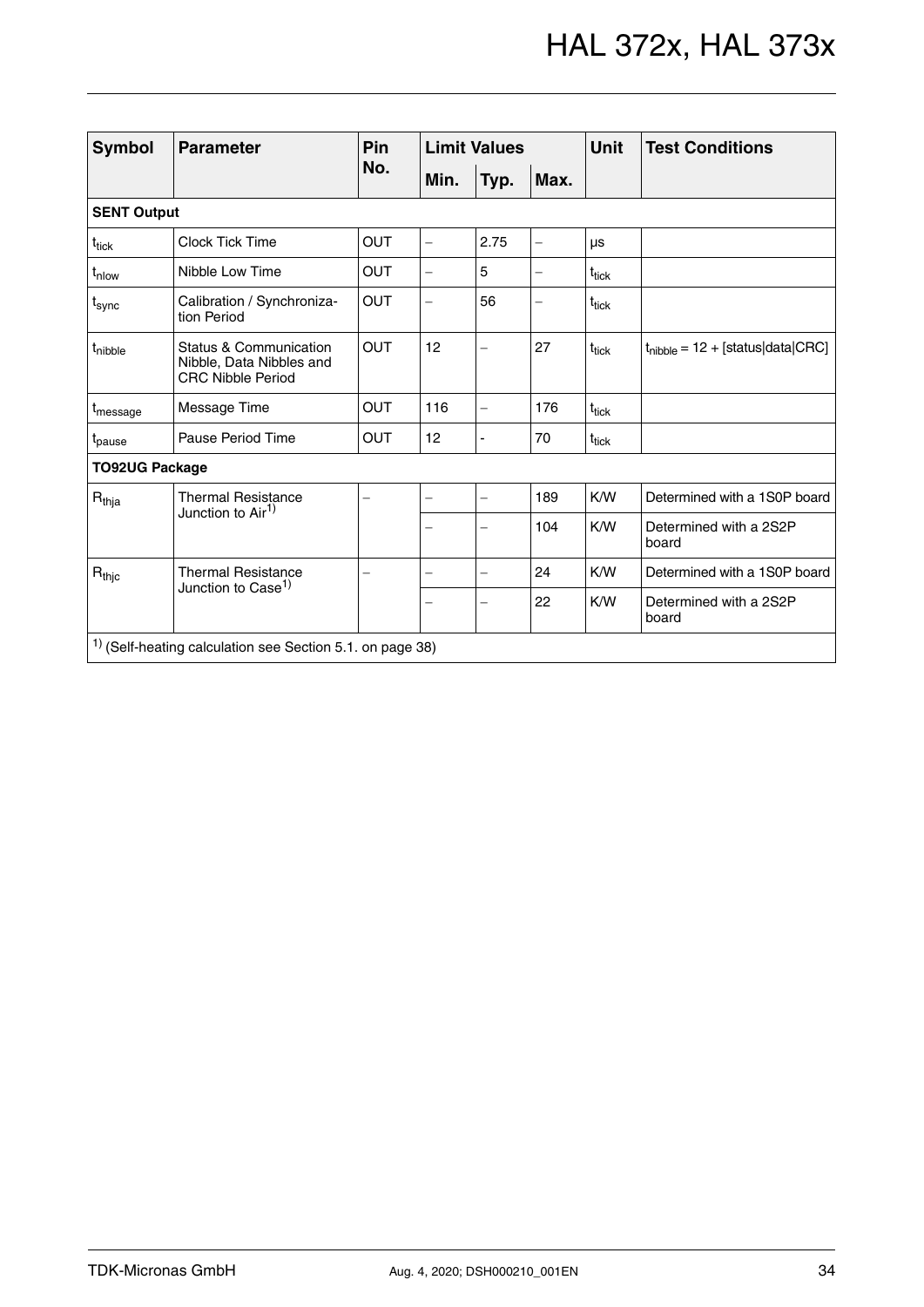| Symbol | Parameter | Pin No. | Limit Values | | | Unit | Test Conditions |
|---|---|---|---|---|---|---|---|
| | | | Min. | Typ. | Max. | | |
| **SENT Output** | | | | | | | |
| $t_{tick}$ | Clock Tick Time | OUT | – | 2.75 | – | µs | |
| $t_{nlow}$ | Nibble Low Time | OUT | – | 5 | – | $t_{tick}$ | |
| $t_{sync}$ | Calibration / Synchronization Period | OUT | – | 56 | – | $t_{tick}$ | |
| $t_{nibble}$ | Status & Communication Nibble, Data Nibbles and CRC Nibble Period | OUT | 12 | – | 27 | $t_{tick}$ | $t_{nibble}$ = 12 + [status\|data\|CRC] |
| $t_{message}$ | Message Time | OUT | 116 | – | 176 | $t_{tick}$ | |
| $t_{pause}$ | Pause Period Time | OUT | 12 | - | 70 | $t_{tick}$ | |
| **TO92UG Package** | | | | | | | |
| $R_{thja}$ | Thermal Resistance Junction to Air[1] | – | – | – | 189 | K/W | Determined with a 1S0P board |
| | | | – | – | 104 | K/W | Determined with a 2S2P board |
| $R_{thjc}$ | Thermal Resistance Junction to Case[1] | – | – | – | 24 | K/W | Determined with a 1S0P board |
| | | | – | – | 22 | K/W | Determined with a 2S2P board |

[1] (Self-heating calculation see Section 5.1. on page 38)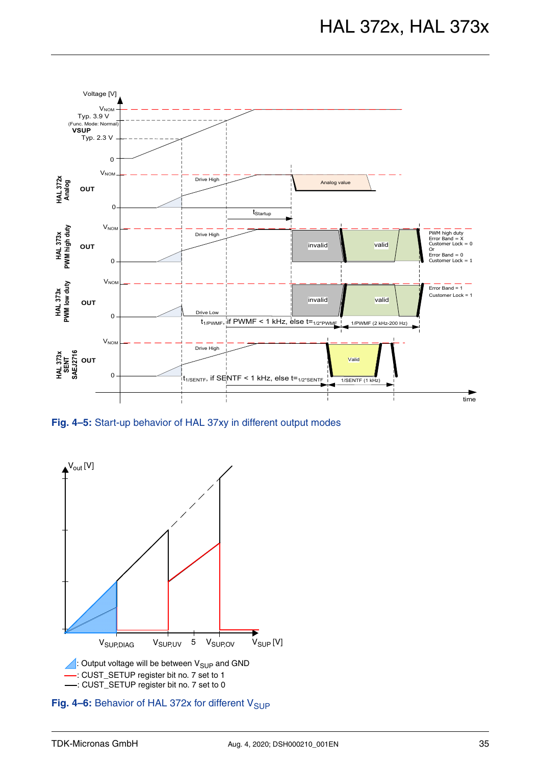Fig. 4–5: Start-up behavior of HAL 37xy in different output modes

: Output voltage will be between $V_{SUP}$ and GND

: CUST_SETUP register bit no. 7 set to 1

: CUST_SETUP register bit no. 7 set to 0

Fig. 4–6: Behavior of HAL 372x for different $V_{SUP}$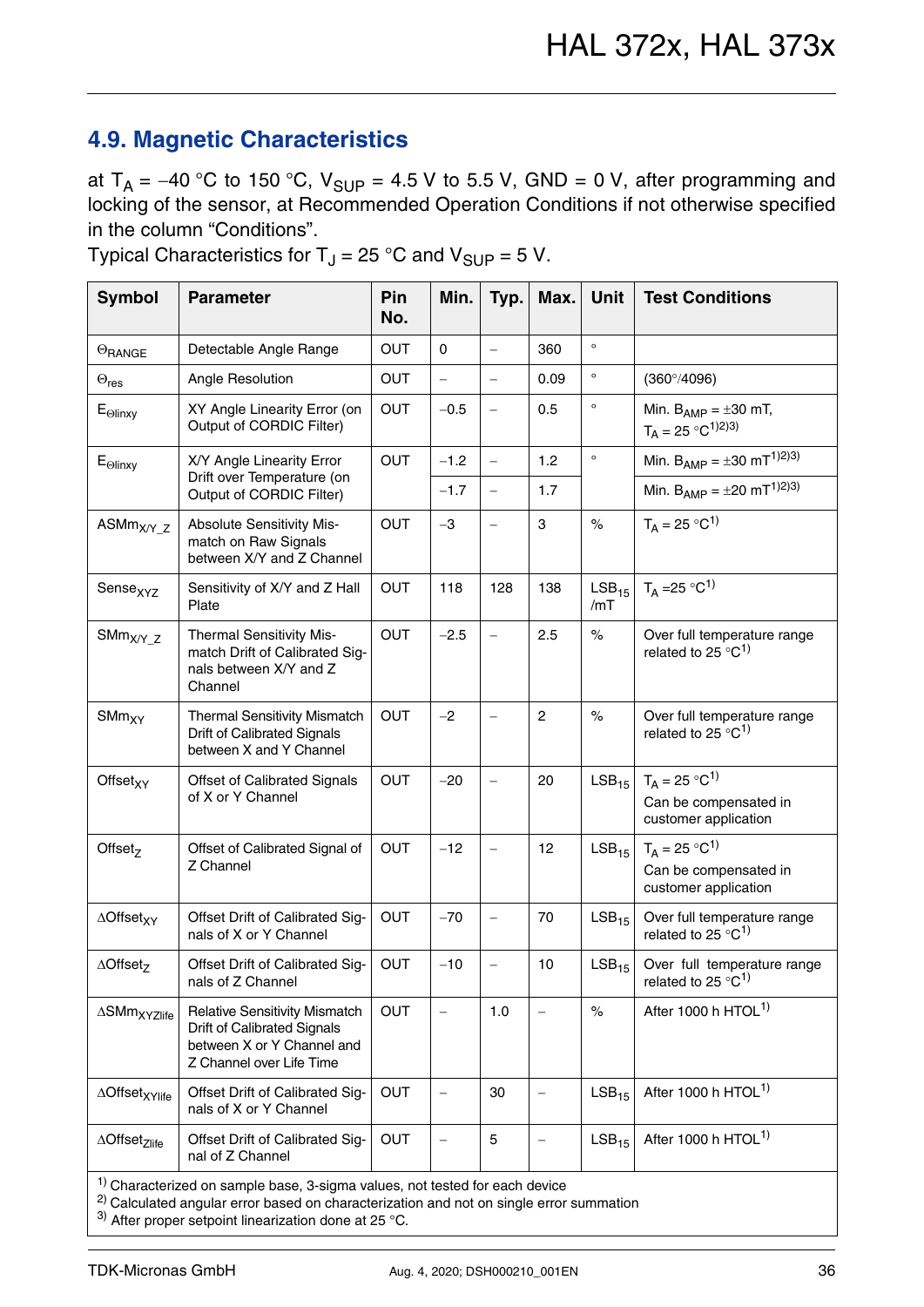## 4.9. Magnetic Characteristics

at $T_A$ = −40 °C to 150 °C, $V_{SUP}$ = 4.5 V to 5.5 V, GND = 0 V, after programming and locking of the sensor, at Recommended Operation Conditions if not otherwise specified in the column “Conditions”.
Typical Characteristics for $T_J$ = 25 °C and $V_{SUP}$ = 5 V.

| Symbol | Parameter | Pin No. | Min. | Typ. | Max. | Unit | Test Conditions |
|---|---|---|---|---|---|---|---|
| $\Theta_{RANGE}$ | Detectable Angle Range | OUT | 0 | – | 360 | ° | |
| $\Theta_{res}$ | Angle Resolution | OUT | – | – | 0.09 | ° | (360°/4096) |
| $E_{\Theta linxy}$ | XY Angle Linearity Error (on Output of CORDIC Filter) | OUT | −0.5 | – | 0.5 | ° | Min. $B_{AMP}$ = ±30 mT, $T_A$ = 25 °C[1][2][3] |
| $E_{\Theta linxy}$ | X/Y Angle Linearity Error Drift over Temperature (on Output of CORDIC Filter) | OUT | −1.2 | – | 1.2 | ° | Min. $B_{AMP}$ = ±30 mT[1][2][3] |
| | | | −1.7 | – | 1.7 | | Min. $B_{AMP}$ = ±20 mT[1][2][3] |
| $ASMm_{X/Y\_Z}$ | Absolute Sensitivity Mis-match on Raw Signals between X/Y and Z Channel | OUT | −3 | – | 3 | % | $T_A$ = 25 °C[1] |
| $Sense_{XYZ}$ | Sensitivity of X/Y and Z Hall Plate | OUT | 118 | 128 | 138 | $LSB_{15}$/mT | $T_A$ =25 °C[1] |
| $SMm_{X/Y\_Z}$ | Thermal Sensitivity Mis-match Drift of Calibrated Signals between X/Y and Z Channel | OUT | −2.5 | – | 2.5 | % | Over full temperature range related to 25 °C[1] |
| $SMm_{XY}$ | Thermal Sensitivity Mismatch Drift of Calibrated Signals between X and Y Channel | OUT | −2 | – | 2 | % | Over full temperature range related to 25 °C[1] |
| $Offset_{XY}$ | Offset of Calibrated Signals of X or Y Channel | OUT | −20 | – | 20 | $LSB_{15}$ | $T_A$ = 25 °C[1] Can be compensated in customer application |
| $Offset_Z$ | Offset of Calibrated Signal of Z Channel | OUT | −12 | – | 12 | $LSB_{15}$ | $T_A$ = 25 °C[1] Can be compensated in customer application |
| $\Delta Offset_{XY}$ | Offset Drift of Calibrated Signals of X or Y Channel | OUT | −70 | – | 70 | $LSB_{15}$ | Over full temperature range related to 25 °C[1] |
| $\Delta Offset_Z$ | Offset Drift of Calibrated Signals of Z Channel | OUT | −10 | – | 10 | $LSB_{15}$ | Over full temperature range related to 25 °C[1] |
| $\Delta SMm_{XYZlife}$ | Relative Sensitivity Mismatch Drift of Calibrated Signals between X or Y Channel and Z Channel over Life Time | OUT | – | 1.0 | – | % | After 1000 h HTOL[1] |
| $\Delta Offset_{XYlife}$ | Offset Drift of Calibrated Signals of X or Y Channel | OUT | – | 30 | – | $LSB_{15}$ | After 1000 h HTOL[1] |
| $\Delta Offset_{Zlife}$ | Offset Drift of Calibrated Signal of Z Channel | OUT | – | 5 | – | $LSB_{15}$ | After 1000 h HTOL[1] |

[1] Characterized on sample base, 3-sigma values, not tested for each device
[2] Calculated angular error based on characterization and not on single error summation
[3] After proper setpoint linearization done at 25 °C.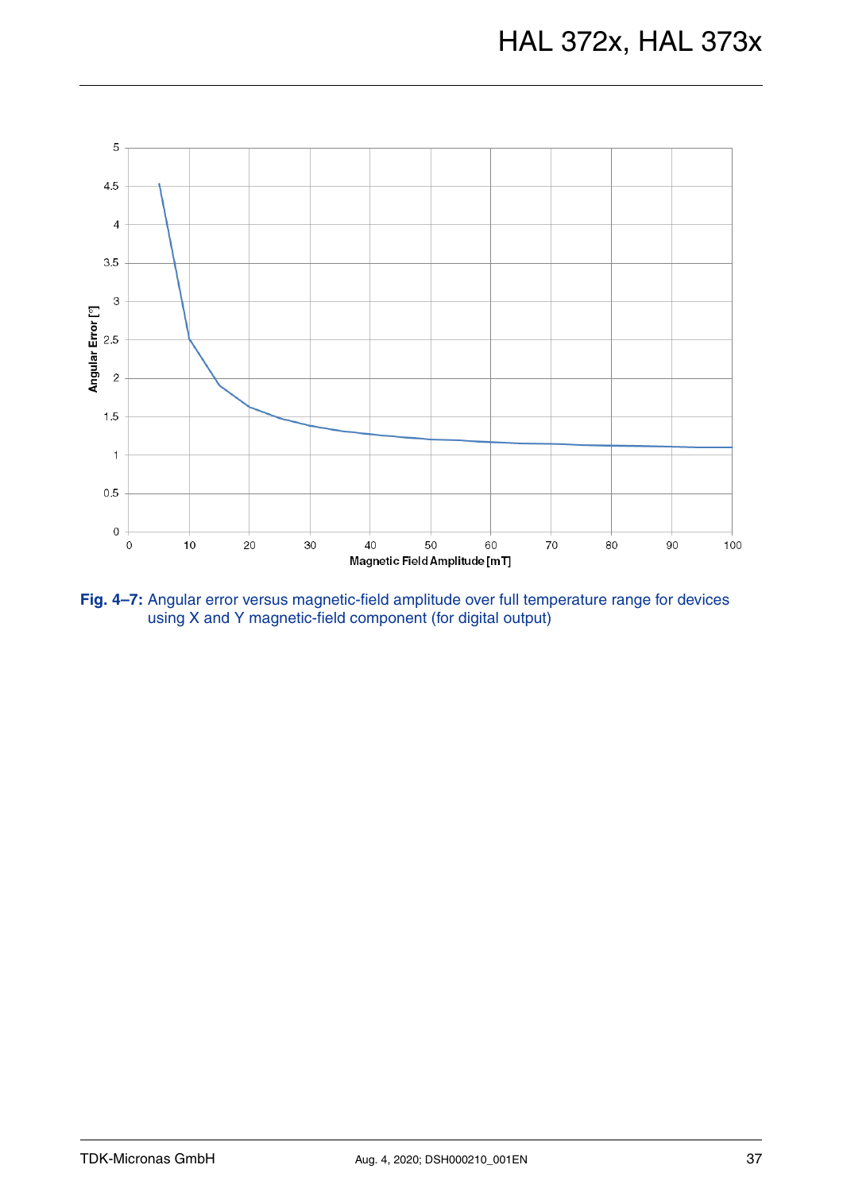**Fig. 4–7:** Angular error versus magnetic-field amplitude over full temperature range for devices using X and Y magnetic-field component (for digital output)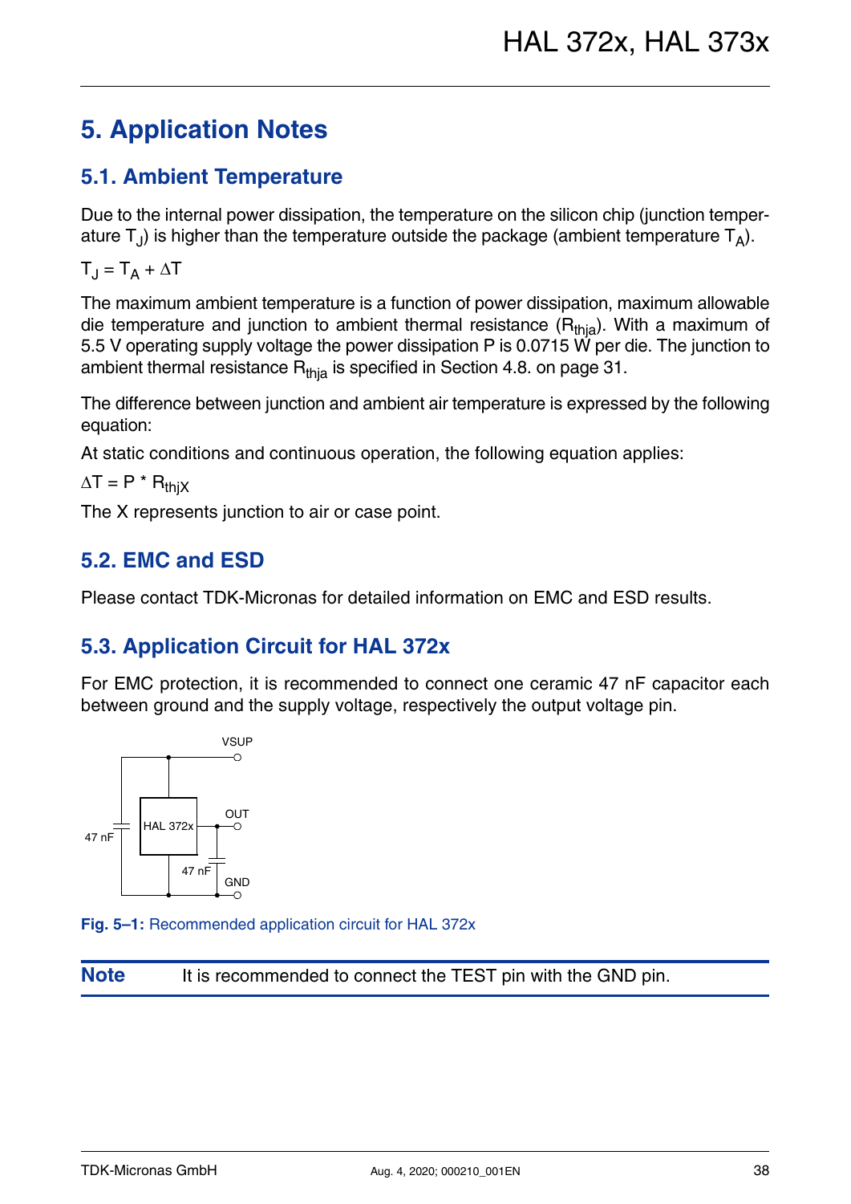# 5. Application Notes

## 5.1. Ambient Temperature

Due to the internal power dissipation, the temperature on the silicon chip (junction temperature $T_J$) is higher than the temperature outside the package (ambient temperature $T_A$).

$T_J = T_A + \Delta T$

The maximum ambient temperature is a function of power dissipation, maximum allowable die temperature and junction to ambient thermal resistance ($R_{thja}$). With a maximum of 5.5 V operating supply voltage the power dissipation P is 0.0715 W per die. The junction to ambient thermal resistance $R_{thja}$ is specified in Section 4.8. on page 31.

The difference between junction and ambient air temperature is expressed by the following equation:

At static conditions and continuous operation, the following equation applies:

$\Delta T = P * R_{thjX}$

The X represents junction to air or case point.

## 5.2. EMC and ESD

Please contact TDK-Micronas for detailed information on EMC and ESD results.

## 5.3. Application Circuit for HAL 372x

For EMC protection, it is recommended to connect one ceramic 47 nF capacitor each between ground and the supply voltage, respectively the output voltage pin.

VSUP

HAL 372x

OUT

47 nF

47 nF

GND

**Fig. 5–1:** Recommended application circuit for HAL 372x

**Note** It is recommended to connect the TEST pin with the GND pin.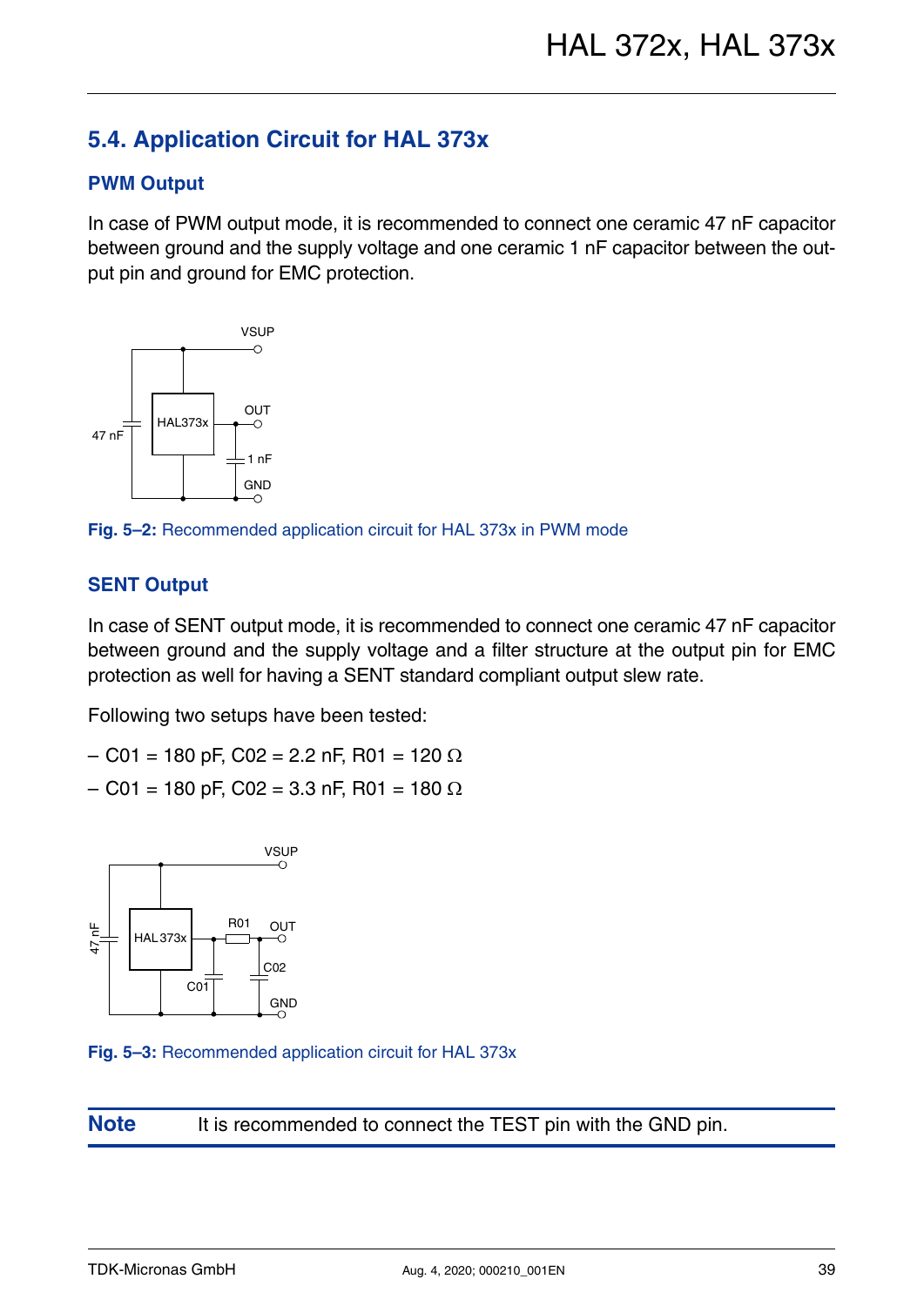## 5.4. Application Circuit for HAL 373x

### PWM Output

In case of PWM output mode, it is recommended to connect one ceramic 47 nF capacitor between ground and the supply voltage and one ceramic 1 nF capacitor between the output pin and ground for EMC protection.

**Fig. 5–2:** Recommended application circuit for HAL 373x in PWM mode

### SENT Output

In case of SENT output mode, it is recommended to connect one ceramic 47 nF capacitor between ground and the supply voltage and a filter structure at the output pin for EMC protection as well for having a SENT standard compliant output slew rate.

Following two setups have been tested:

– C01 = 180 pF, C02 = 2.2 nF, R01 = 120 Ω

– C01 = 180 pF, C02 = 3.3 nF, R01 = 180 Ω

**Fig. 5–3:** Recommended application circuit for HAL 373x

**Note** It is recommended to connect the TEST pin with the GND pin.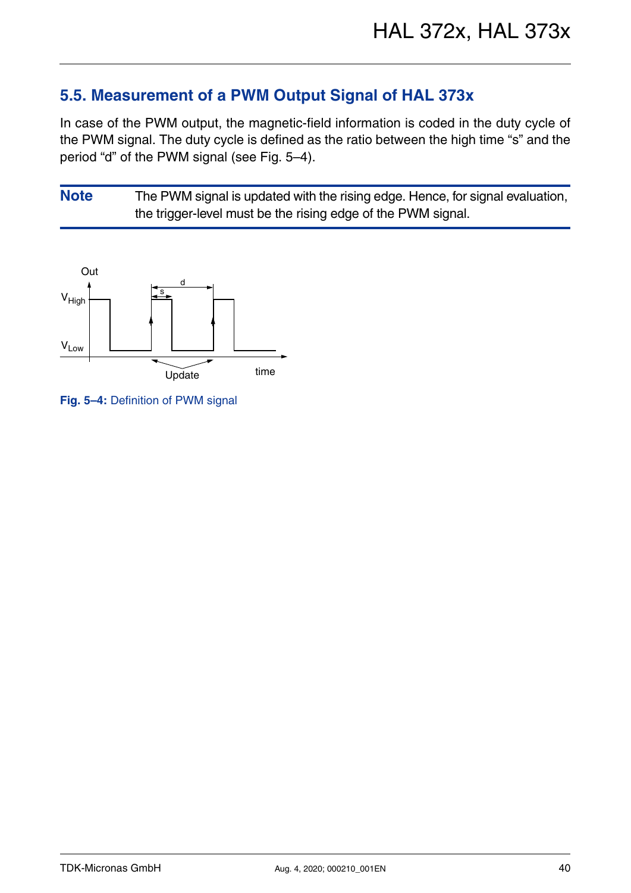## 5.5. Measurement of a PWM Output Signal of HAL 373x

In case of the PWM output, the magnetic-field information is coded in the duty cycle of the PWM signal. The duty cycle is defined as the ratio between the high time "s" and the period "d" of the PWM signal (see Fig. 5–4).

**Note** The PWM signal is updated with the rising edge. Hence, for signal evaluation, the trigger-level must be the rising edge of the PWM signal.

**Fig. 5–4:** Definition of PWM signal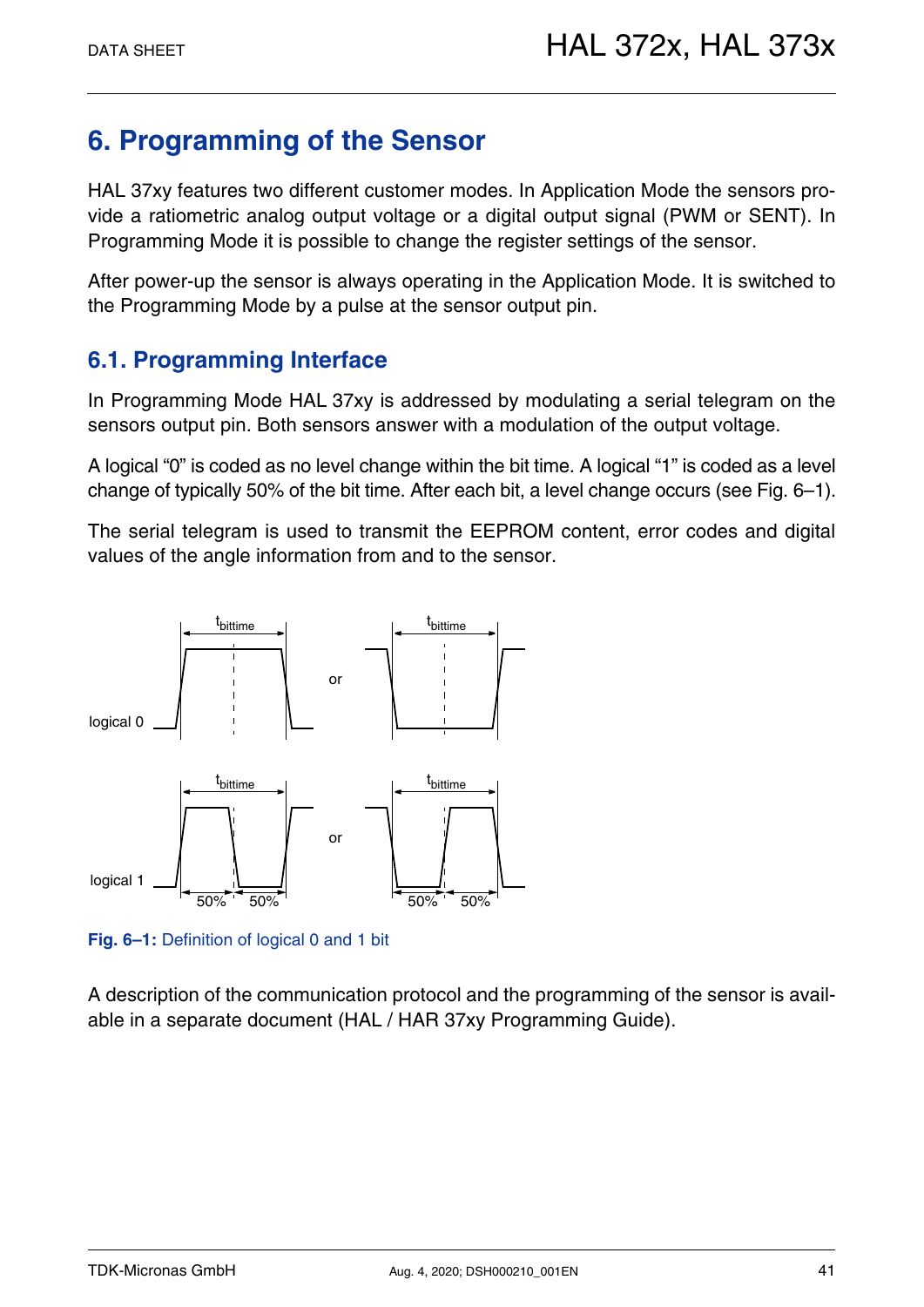# 6. Programming of the Sensor

HAL 37xy features two different customer modes. In Application Mode the sensors provide a ratiometric analog output voltage or a digital output signal (PWM or SENT). In Programming Mode it is possible to change the register settings of the sensor.

After power-up the sensor is always operating in the Application Mode. It is switched to the Programming Mode by a pulse at the sensor output pin.

## 6.1. Programming Interface

In Programming Mode HAL 37xy is addressed by modulating a serial telegram on the sensors output pin. Both sensors answer with a modulation of the output voltage.

A logical "0" is coded as no level change within the bit time. A logical "1" is coded as a level change of typically 50% of the bit time. After each bit, a level change occurs (see Fig. 6–1).

The serial telegram is used to transmit the EEPROM content, error codes and digital values of the angle information from and to the sensor.

**Fig. 6–1:** Definition of logical 0 and 1 bit

A description of the communication protocol and the programming of the sensor is available in a separate document (HAL / HAR 37xy Programming Guide).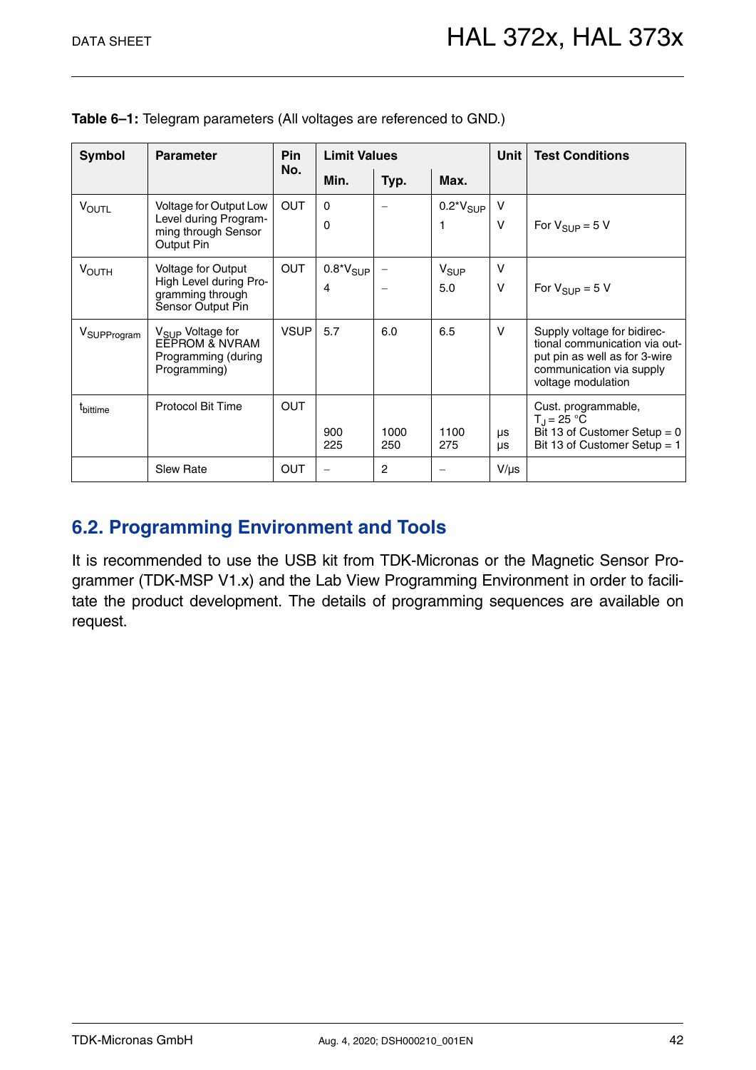**Table 6–1:** Telegram parameters (All voltages are referenced to GND.)

| Symbol | Parameter | Pin No. | Limit Values | | | Unit | Test Conditions |
|---|---|---|---|---|---|---|---|
| | | | Min. | Typ. | Max. | | |
| $V_{OUTL}$ | Voltage for Output Low Level during Programming through Sensor Output Pin | OUT | 0<br>0 | – | $0.2 \cdot V_{SUP}$<br>1 | V<br>V | <br>For $V_{SUP}$ = 5 V |
| $V_{OUTH}$ | Voltage for Output High Level during Programming through Sensor Output Pin | OUT | $0.8 \cdot V_{SUP}$<br>4 | –<br>– | $V_{SUP}$<br>5.0 | V<br>V | <br>For $V_{SUP}$ = 5 V |
| $V_{SUPProgram}$ | $V_{SUP}$ Voltage for EEPROM & NVRAM Programming (during Programming) | VSUP | 5.7 | 6.0 | 6.5 | V | Supply voltage for bidirectional communication via output pin as well as for 3-wire communication via supply voltage modulation |
| $t_{bittime}$ | Protocol Bit Time | OUT | <br>900<br>225 | <br>1000<br>250 | <br>1100<br>275 | <br>µs<br>µs | Cust. programmable, $T_J$ = 25 °C<br>Bit 13 of Customer Setup = 0<br>Bit 13 of Customer Setup = 1 |
| | Slew Rate | OUT | – | 2 | – | V/µs | |

## 6.2. Programming Environment and Tools

It is recommended to use the USB kit from TDK-Micronas or the Magnetic Sensor Programmer (TDK-MSP V1.x) and the Lab View Programming Environment in order to facilitate the product development. The details of programming sequences are available on request.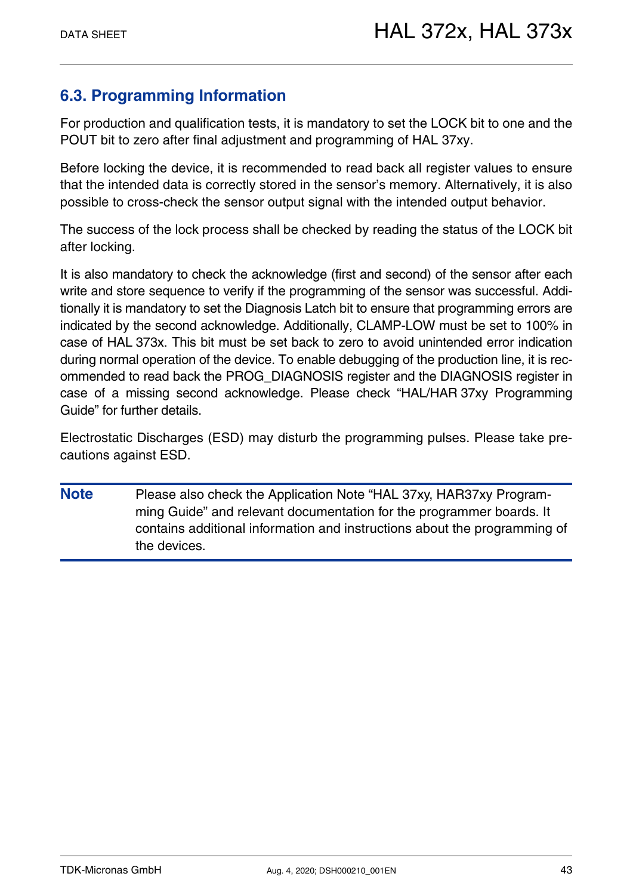## 6.3. Programming Information

For production and qualification tests, it is mandatory to set the LOCK bit to one and the POUT bit to zero after final adjustment and programming of HAL 37xy.

Before locking the device, it is recommended to read back all register values to ensure that the intended data is correctly stored in the sensor's memory. Alternatively, it is also possible to cross-check the sensor output signal with the intended output behavior.

The success of the lock process shall be checked by reading the status of the LOCK bit after locking.

It is also mandatory to check the acknowledge (first and second) of the sensor after each write and store sequence to verify if the programming of the sensor was successful. Additionally it is mandatory to set the Diagnosis Latch bit to ensure that programming errors are indicated by the second acknowledge. Additionally, CLAMP-LOW must be set to 100% in case of HAL 373x. This bit must be set back to zero to avoid unintended error indication during normal operation of the device. To enable debugging of the production line, it is recommended to read back the PROG_DIAGNOSIS register and the DIAGNOSIS register in case of a missing second acknowledge. Please check "HAL/HAR 37xy Programming Guide" for further details.

Electrostatic Discharges (ESD) may disturb the programming pulses. Please take precautions against ESD.

**Note** Please also check the Application Note "HAL 37xy, HAR37xy Programming Guide" and relevant documentation for the programmer boards. It contains additional information and instructions about the programming of the devices.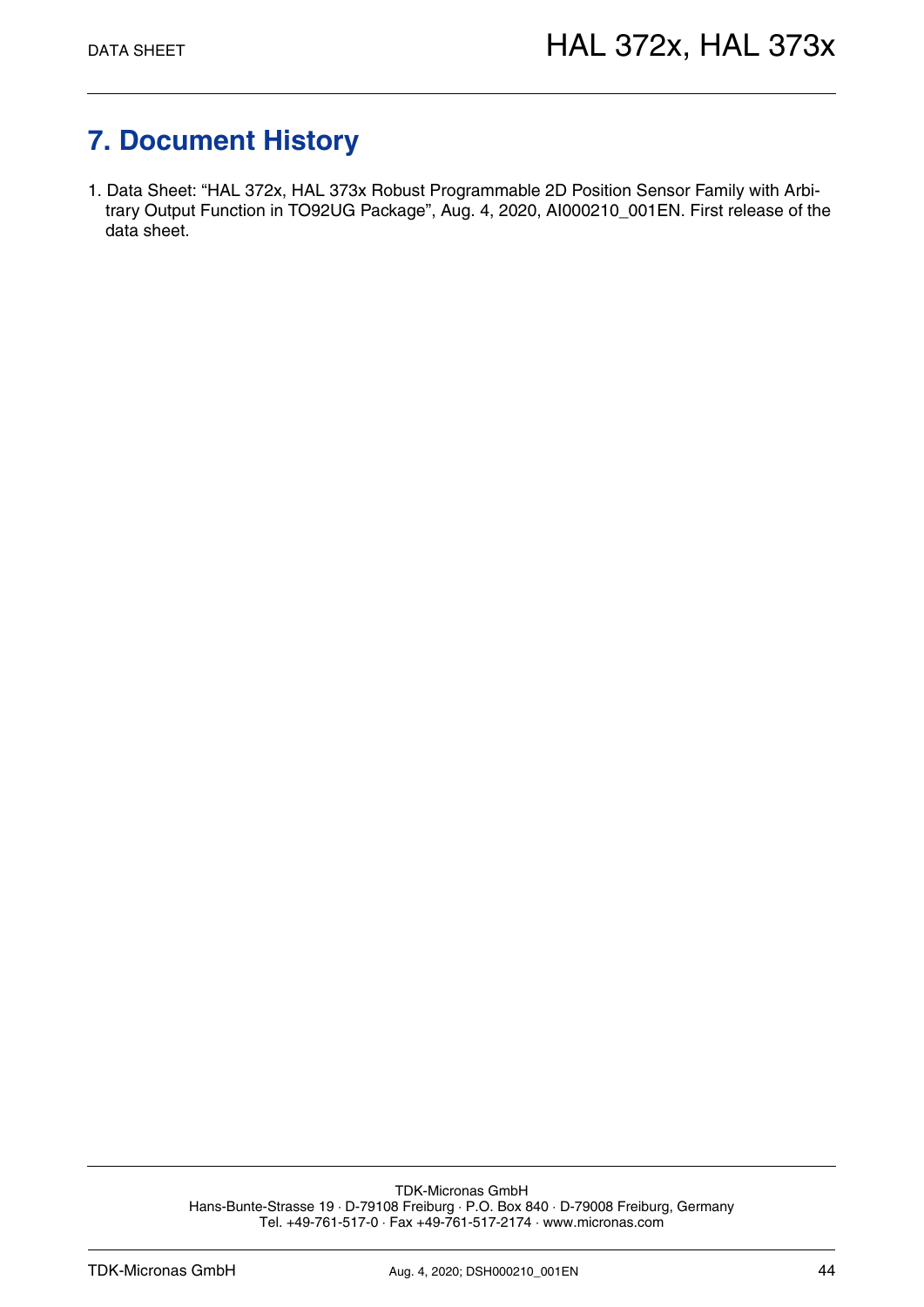# 7. Document History

1. Data Sheet: “HAL 372x, HAL 373x Robust Programmable 2D Position Sensor Family with Arbitrary Output Function in TO92UG Package”, Aug. 4, 2020, AI000210_001EN. First release of the data sheet.

TDK-Micronas GmbH
Hans-Bunte-Strasse 19 · D-79108 Freiburg · P.O. Box 840 · D-79008 Freiburg, Germany
Tel. +49-761-517-0 · Fax +49-761-517-2174 · www.micronas.com